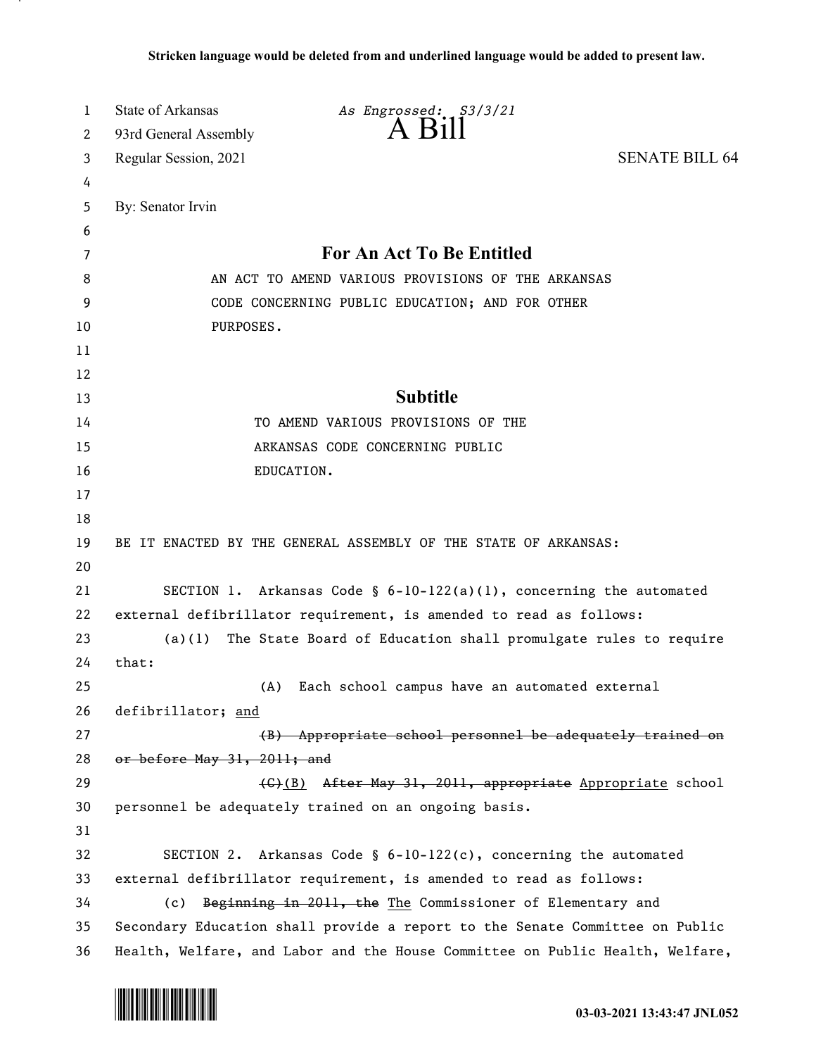Stricken language would be deleted from and underlined language would be added to present law.

State of Arkansas — *As Engrossed: S3/3/21*

93rd General Assembly

# A Bill

Regular Session, 2021 — SENATE BILL 64

By: Senator Irvin

## For An Act To Be Entitled

AN ACT TO AMEND VARIOUS PROVISIONS OF THE ARKANSAS CODE CONCERNING PUBLIC EDUCATION; AND FOR OTHER PURPOSES.

## Subtitle

TO AMEND VARIOUS PROVISIONS OF THE ARKANSAS CODE CONCERNING PUBLIC EDUCATION.

BE IT ENACTED BY THE GENERAL ASSEMBLY OF THE STATE OF ARKANSAS:

SECTION 1. Arkansas Code § 6-10-122(a)(1), concerning the automated external defibrillator requirement, is amended to read as follows:

(a)(1) The State Board of Education shall promulgate rules to require that:

(A) Each school campus have an automated external defibrillator; <u>and</u>

~~(B) Appropriate school personnel be adequately trained on or before May 31, 2011; and~~

~~(C)~~<u>(B)</u> ~~After May 31, 2011, appropriate~~ <u>Appropriate</u> school personnel be adequately trained on an ongoing basis.

SECTION 2. Arkansas Code § 6-10-122(c), concerning the automated external defibrillator requirement, is amended to read as follows:

(c) ~~Beginning in 2011, the~~ <u>The</u> Commissioner of Elementary and Secondary Education shall provide a report to the Senate Committee on Public Health, Welfare, and Labor and the House Committee on Public Health, Welfare,

03-03-2021 13:43:47 JNL052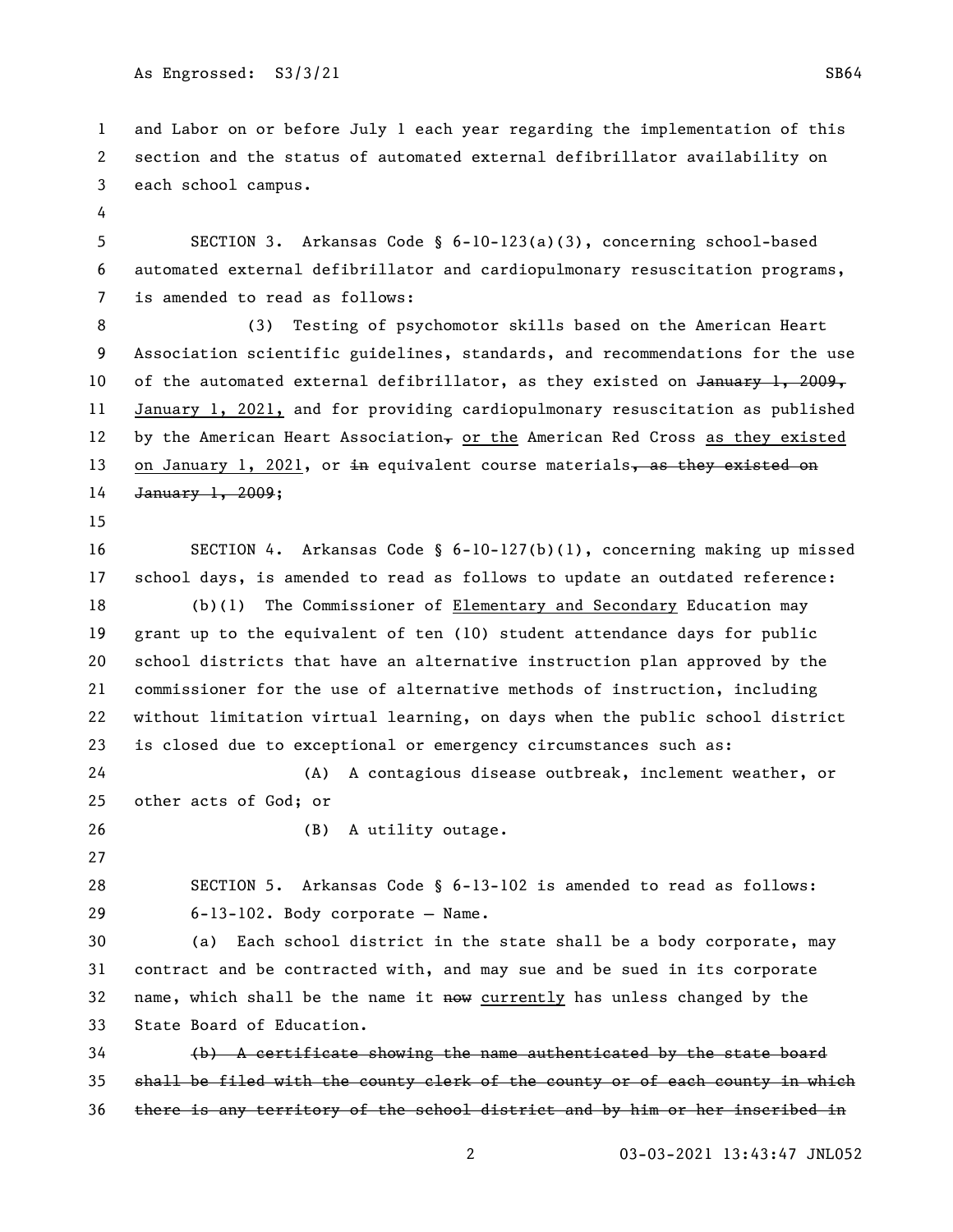and Labor on or before July 1 each year regarding the implementation of this section and the status of automated external defibrillator availability on each school campus.

SECTION 3. Arkansas Code § 6-10-123(a)(3), concerning school-based automated external defibrillator and cardiopulmonary resuscitation programs, is amended to read as follows:

(3) Testing of psychomotor skills based on the American Heart Association scientific guidelines, standards, and recommendations for the use of the automated external defibrillator, as they existed on ~~January 1, 2009,~~ <u>January 1, 2021,</u> and for providing cardiopulmonary resuscitation as published by the American Heart Association~~,~~ <u>or the</u> American Red Cross <u>as they existed on January 1, 2021</u>, or ~~in~~ equivalent course materials~~, as they existed on January 1, 2009~~;

SECTION 4. Arkansas Code § 6-10-127(b)(1), concerning making up missed school days, is amended to read as follows to update an outdated reference:

(b)(1) The Commissioner of <u>Elementary and Secondary</u> Education may grant up to the equivalent of ten (10) student attendance days for public school districts that have an alternative instruction plan approved by the commissioner for the use of alternative methods of instruction, including without limitation virtual learning, on days when the public school district is closed due to exceptional or emergency circumstances such as:

(A) A contagious disease outbreak, inclement weather, or other acts of God; or

(B) A utility outage.

SECTION 5. Arkansas Code § 6-13-102 is amended to read as follows:

6-13-102. Body corporate — Name.

(a) Each school district in the state shall be a body corporate, may contract and be contracted with, and may sue and be sued in its corporate name, which shall be the name it ~~now~~ <u>currently</u> has unless changed by the State Board of Education.

~~(b) A certificate showing the name authenticated by the state board shall be filed with the county clerk of the county or of each county in which there is any territory of the school district and by him or her inscribed in~~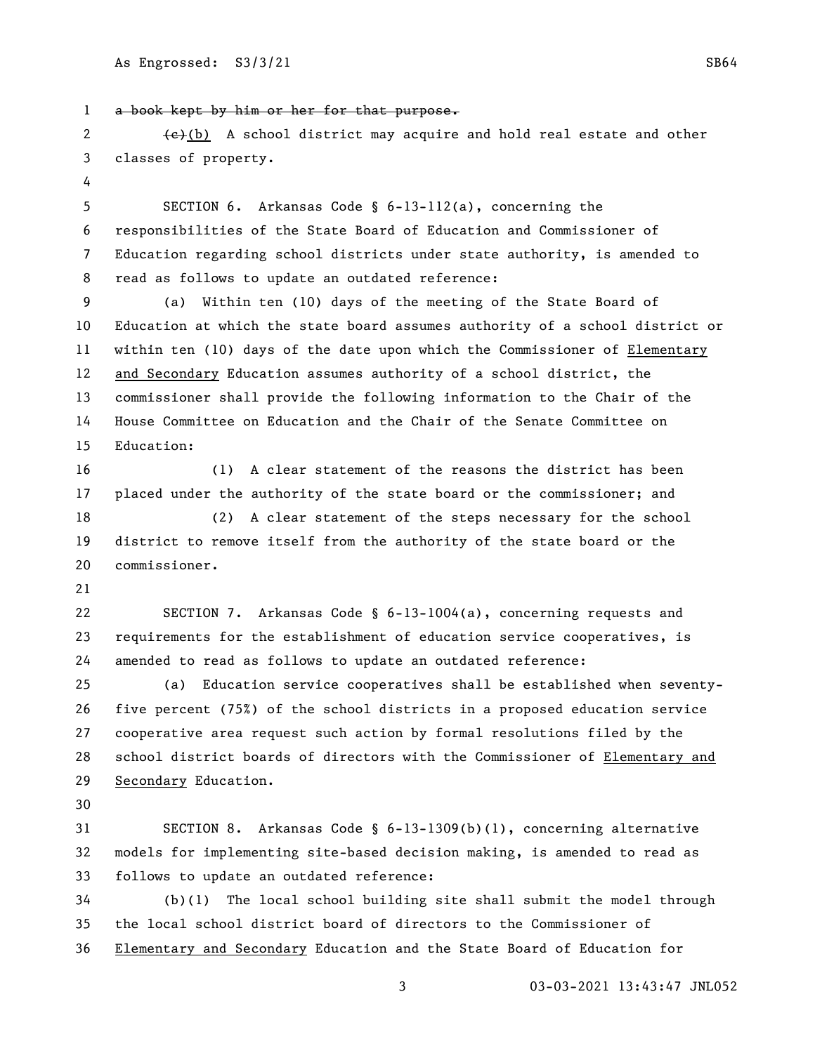~~a book kept by him or her for that purpose.~~

~~(c)~~(b) A school district may acquire and hold real estate and other classes of property.

SECTION 6. Arkansas Code § 6-13-112(a), concerning the responsibilities of the State Board of Education and Commissioner of Education regarding school districts under state authority, is amended to read as follows to update an outdated reference:

(a) Within ten (10) days of the meeting of the State Board of Education at which the state board assumes authority of a school district or within ten (10) days of the date upon which the Commissioner of <u>Elementary and Secondary</u> Education assumes authority of a school district, the commissioner shall provide the following information to the Chair of the House Committee on Education and the Chair of the Senate Committee on Education:

(1) A clear statement of the reasons the district has been placed under the authority of the state board or the commissioner; and

(2) A clear statement of the steps necessary for the school district to remove itself from the authority of the state board or the commissioner.

SECTION 7. Arkansas Code § 6-13-1004(a), concerning requests and requirements for the establishment of education service cooperatives, is amended to read as follows to update an outdated reference:

(a) Education service cooperatives shall be established when seventy-five percent (75%) of the school districts in a proposed education service cooperative area request such action by formal resolutions filed by the school district boards of directors with the Commissioner of <u>Elementary and Secondary</u> Education.

SECTION 8. Arkansas Code § 6-13-1309(b)(1), concerning alternative models for implementing site-based decision making, is amended to read as follows to update an outdated reference:

(b)(1) The local school building site shall submit the model through the local school district board of directors to the Commissioner of <u>Elementary and Secondary</u> Education and the State Board of Education for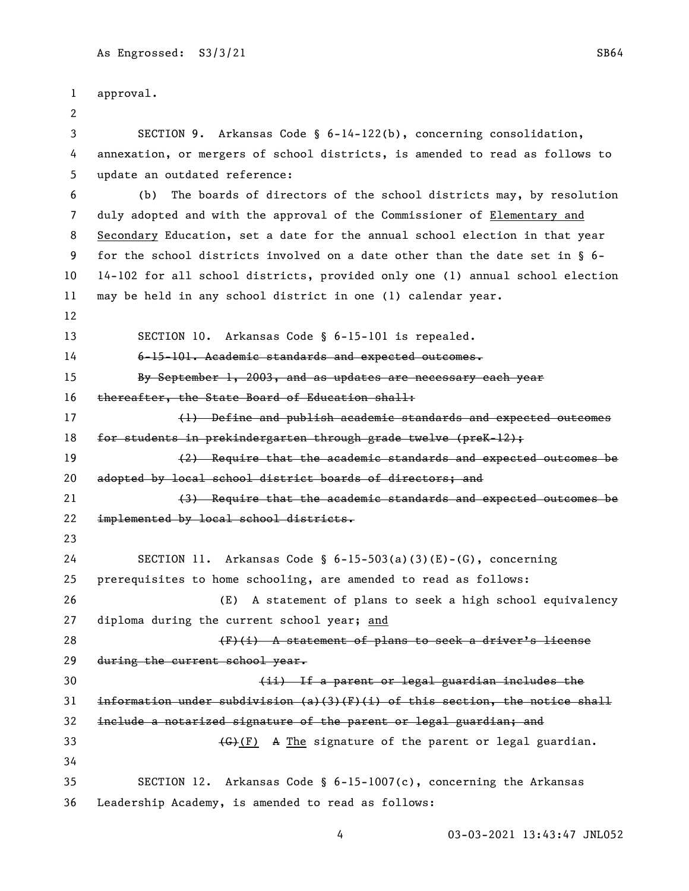approval.

SECTION 9. Arkansas Code § 6-14-122(b), concerning consolidation, annexation, or mergers of school districts, is amended to read as follows to update an outdated reference:

(b) The boards of directors of the school districts may, by resolution duly adopted and with the approval of the Commissioner of <u>Elementary and Secondary</u> Education, set a date for the annual school election in that year for the school districts involved on a date other than the date set in § 6-14-102 for all school districts, provided only one (1) annual school election may be held in any school district in one (1) calendar year.

SECTION 10. Arkansas Code § 6-15-101 is repealed.

~~6-15-101. Academic standards and expected outcomes.~~

~~By September 1, 2003, and as updates are necessary each year thereafter, the State Board of Education shall:~~

~~(1) Define and publish academic standards and expected outcomes for students in prekindergarten through grade twelve (preK-12);~~

~~(2) Require that the academic standards and expected outcomes be adopted by local school district boards of directors; and~~

~~(3) Require that the academic standards and expected outcomes be implemented by local school districts.~~

SECTION 11. Arkansas Code § 6-15-503(a)(3)(E)-(G), concerning prerequisites to home schooling, are amended to read as follows:

(E) A statement of plans to seek a high school equivalency diploma during the current school year; <u>and</u>

~~(F)(i) A statement of plans to seek a driver's license during the current school year.~~

~~(ii) If a parent or legal guardian includes the information under subdivision (a)(3)(F)(i) of this section, the notice shall include a notarized signature of the parent or legal guardian; and~~

~~(G)~~<u>(F)</u> ~~A~~ <u>The</u> signature of the parent or legal guardian.

SECTION 12. Arkansas Code § 6-15-1007(c), concerning the Arkansas Leadership Academy, is amended to read as follows: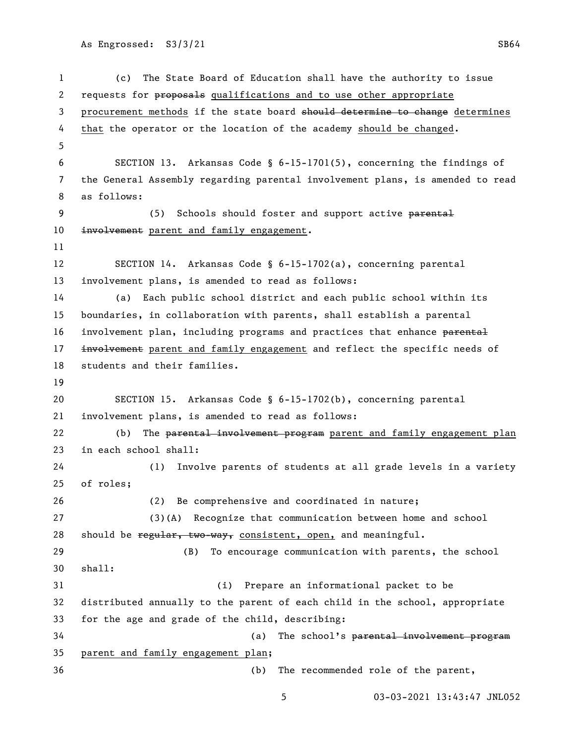(c) The State Board of Education shall have the authority to issue requests for ~~proposals~~ <u>qualifications and to use other appropriate procurement methods</u> if the state board ~~should determine to change~~ <u>determines that</u> the operator or the location of the academy <u>should be changed</u>.

SECTION 13. Arkansas Code § 6-15-1701(5), concerning the findings of the General Assembly regarding parental involvement plans, is amended to read as follows:

(5) Schools should foster and support active ~~parental involvement~~ <u>parent and family engagement</u>.

SECTION 14. Arkansas Code § 6-15-1702(a), concerning parental involvement plans, is amended to read as follows:

(a) Each public school district and each public school within its boundaries, in collaboration with parents, shall establish a parental involvement plan, including programs and practices that enhance ~~parental involvement~~ <u>parent and family engagement</u> and reflect the specific needs of students and their families.

SECTION 15. Arkansas Code § 6-15-1702(b), concerning parental involvement plans, is amended to read as follows:

(b) The ~~parental involvement program~~ <u>parent and family engagement plan</u> in each school shall:

(1) Involve parents of students at all grade levels in a variety of roles;

(2) Be comprehensive and coordinated in nature;

(3)(A) Recognize that communication between home and school should be ~~regular, two-way,~~ <u>consistent, open,</u> and meaningful.

(B) To encourage communication with parents, the school shall:

(i) Prepare an informational packet to be distributed annually to the parent of each child in the school, appropriate for the age and grade of the child, describing:

(a) The school's ~~parental involvement program~~ <u>parent and family engagement plan</u>;

(b) The recommended role of the parent,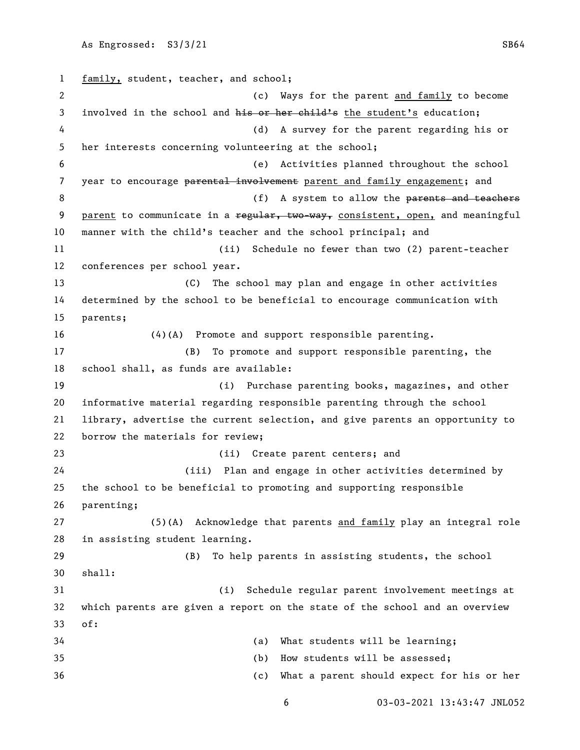family, student, teacher, and school;

(c) Ways for the parent and family to become involved in the school and ~~his or her child's~~ the student's education;

(d) A survey for the parent regarding his or her interests concerning volunteering at the school;

(e) Activities planned throughout the school year to encourage ~~parental involvement~~ parent and family engagement; and

(f) A system to allow the ~~parents and teachers~~ parent to communicate in a ~~regular, two-way,~~ consistent, open, and meaningful manner with the child's teacher and the school principal; and

(ii) Schedule no fewer than two (2) parent-teacher conferences per school year.

(C) The school may plan and engage in other activities determined by the school to be beneficial to encourage communication with parents;

(4)(A) Promote and support responsible parenting.

(B) To promote and support responsible parenting, the school shall, as funds are available:

(i) Purchase parenting books, magazines, and other informative material regarding responsible parenting through the school library, advertise the current selection, and give parents an opportunity to borrow the materials for review;

(ii) Create parent centers; and

(iii) Plan and engage in other activities determined by the school to be beneficial to promoting and supporting responsible parenting;

(5)(A) Acknowledge that parents and family play an integral role in assisting student learning.

(B) To help parents in assisting students, the school shall:

(i) Schedule regular parent involvement meetings at which parents are given a report on the state of the school and an overview of:

(a) What students will be learning;

(b) How students will be assessed;

(c) What a parent should expect for his or her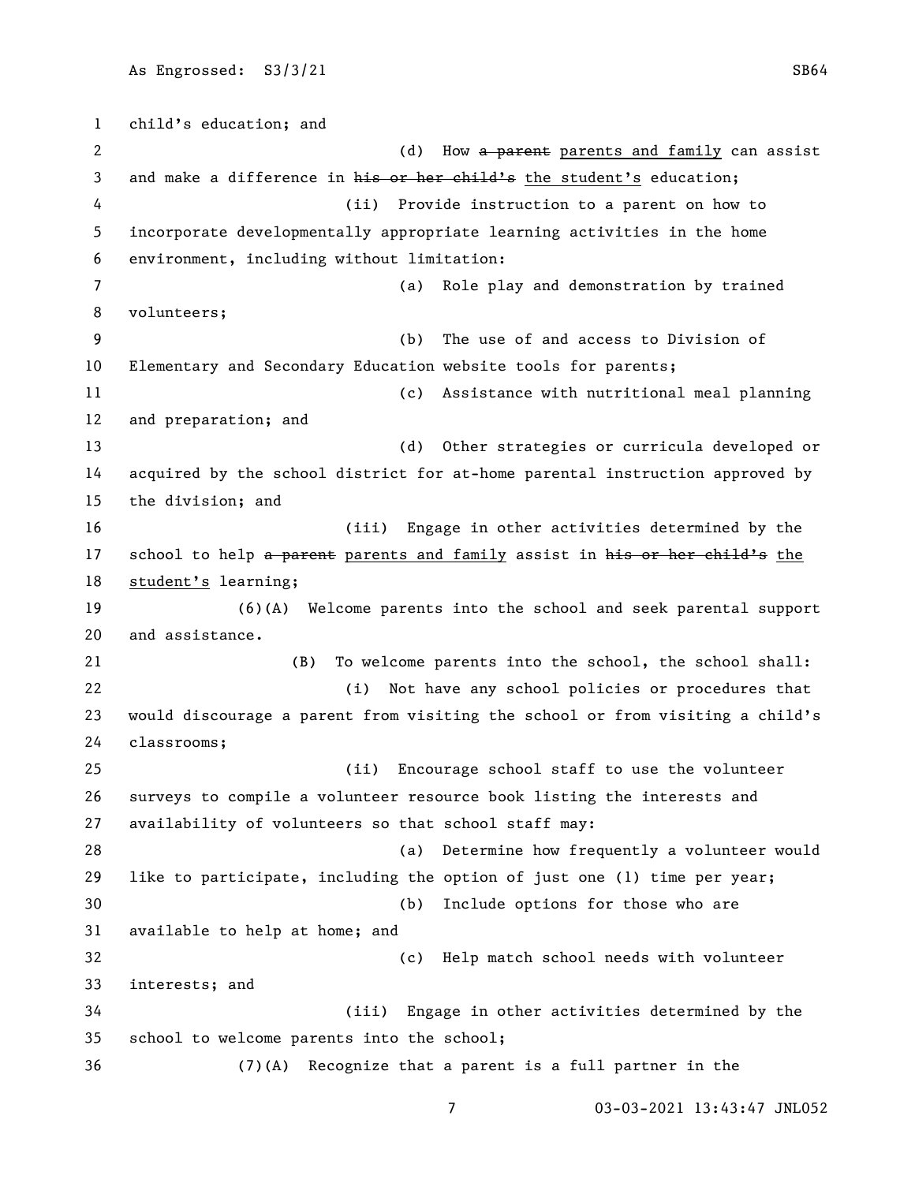child's education; and

(d) How ~~a parent~~ parents and family can assist and make a difference in ~~his or her child's~~ the student's education;

(ii) Provide instruction to a parent on how to incorporate developmentally appropriate learning activities in the home environment, including without limitation:

(a) Role play and demonstration by trained volunteers;

(b) The use of and access to Division of Elementary and Secondary Education website tools for parents;

(c) Assistance with nutritional meal planning and preparation; and

(d) Other strategies or curricula developed or acquired by the school district for at-home parental instruction approved by the division; and

(iii) Engage in other activities determined by the school to help ~~a parent~~ parents and family assist in ~~his or her child's~~ the student's learning;

(6)(A) Welcome parents into the school and seek parental support and assistance.

(B) To welcome parents into the school, the school shall:

(i) Not have any school policies or procedures that would discourage a parent from visiting the school or from visiting a child's classrooms;

(ii) Encourage school staff to use the volunteer surveys to compile a volunteer resource book listing the interests and availability of volunteers so that school staff may:

(a) Determine how frequently a volunteer would like to participate, including the option of just one (1) time per year;

(b) Include options for those who are available to help at home; and

(c) Help match school needs with volunteer interests; and

(iii) Engage in other activities determined by the school to welcome parents into the school;

(7)(A) Recognize that a parent is a full partner in the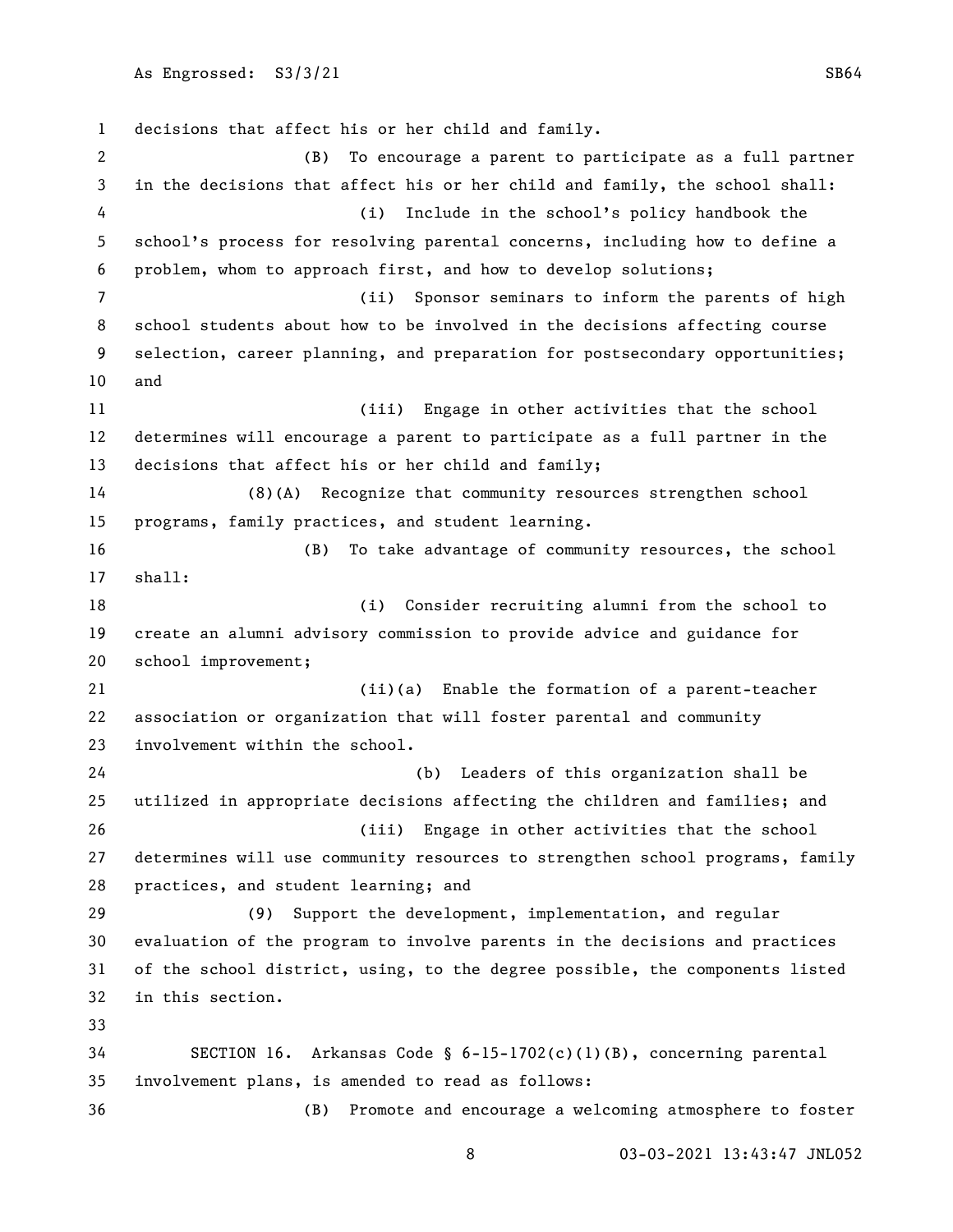decisions that affect his or her child and family.

(B) To encourage a parent to participate as a full partner in the decisions that affect his or her child and family, the school shall:

(i) Include in the school's policy handbook the school's process for resolving parental concerns, including how to define a problem, whom to approach first, and how to develop solutions;

(ii) Sponsor seminars to inform the parents of high school students about how to be involved in the decisions affecting course selection, career planning, and preparation for postsecondary opportunities; and

(iii) Engage in other activities that the school determines will encourage a parent to participate as a full partner in the decisions that affect his or her child and family;

(8)(A) Recognize that community resources strengthen school programs, family practices, and student learning.

(B) To take advantage of community resources, the school shall:

(i) Consider recruiting alumni from the school to create an alumni advisory commission to provide advice and guidance for school improvement;

(ii)(a) Enable the formation of a parent-teacher association or organization that will foster parental and community involvement within the school.

(b) Leaders of this organization shall be utilized in appropriate decisions affecting the children and families; and

(iii) Engage in other activities that the school determines will use community resources to strengthen school programs, family practices, and student learning; and

(9) Support the development, implementation, and regular evaluation of the program to involve parents in the decisions and practices of the school district, using, to the degree possible, the components listed in this section.

SECTION 16. Arkansas Code § 6-15-1702(c)(1)(B), concerning parental involvement plans, is amended to read as follows:

(B) Promote and encourage a welcoming atmosphere to foster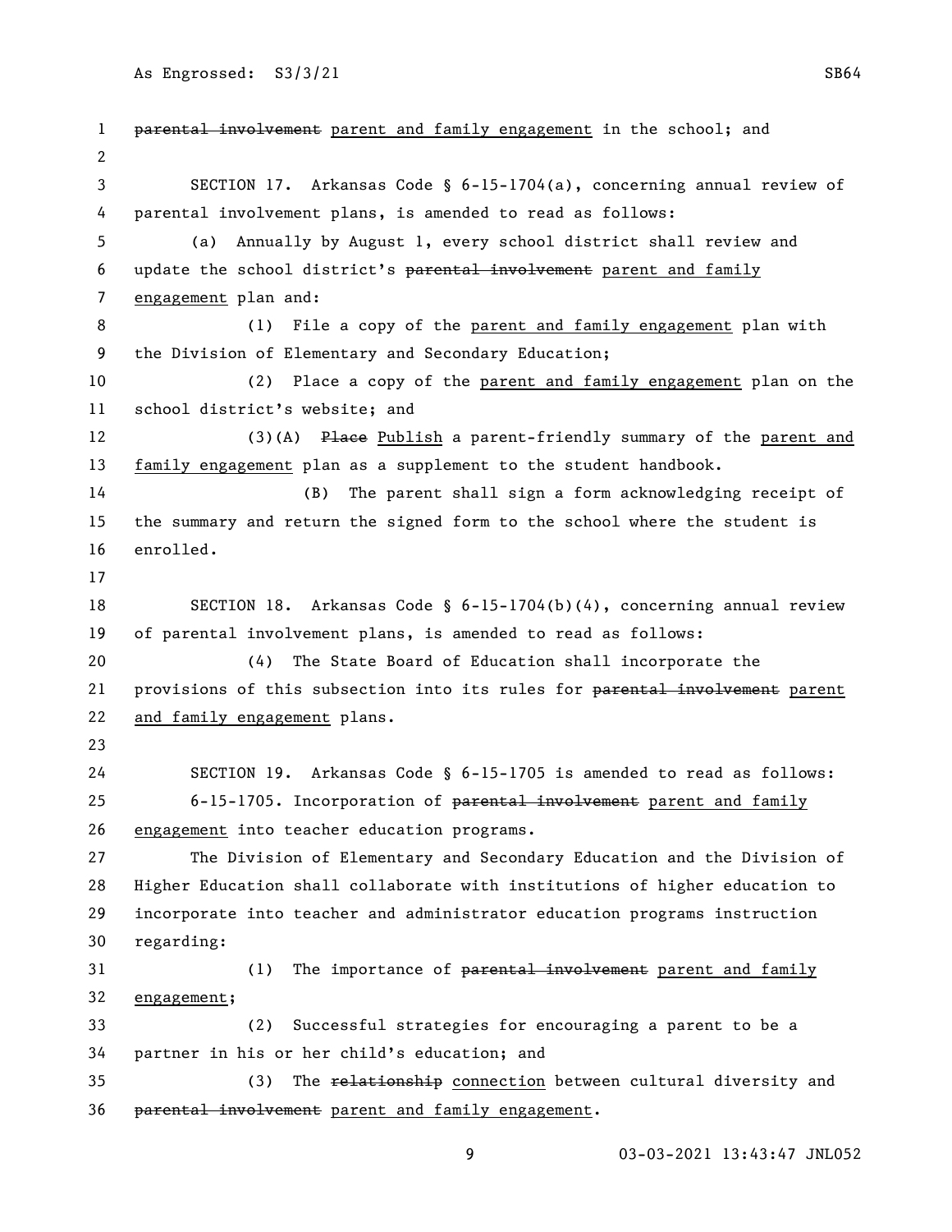~~parental involvement~~ parent and family engagement in the school; and

SECTION 17. Arkansas Code § 6-15-1704(a), concerning annual review of parental involvement plans, is amended to read as follows:

(a) Annually by August 1, every school district shall review and update the school district's ~~parental involvement~~ parent and family engagement plan and:

(1) File a copy of the parent and family engagement plan with the Division of Elementary and Secondary Education;

(2) Place a copy of the parent and family engagement plan on the school district's website; and

(3)(A) ~~Place~~ Publish a parent-friendly summary of the parent and family engagement plan as a supplement to the student handbook.

(B) The parent shall sign a form acknowledging receipt of the summary and return the signed form to the school where the student is enrolled.

SECTION 18. Arkansas Code § 6-15-1704(b)(4), concerning annual review of parental involvement plans, is amended to read as follows:

(4) The State Board of Education shall incorporate the provisions of this subsection into its rules for ~~parental involvement~~ parent and family engagement plans.

SECTION 19. Arkansas Code § 6-15-1705 is amended to read as follows:

6-15-1705. Incorporation of ~~parental involvement~~ parent and family engagement into teacher education programs.

The Division of Elementary and Secondary Education and the Division of Higher Education shall collaborate with institutions of higher education to incorporate into teacher and administrator education programs instruction regarding:

(1) The importance of ~~parental involvement~~ parent and family engagement;

(2) Successful strategies for encouraging a parent to be a partner in his or her child's education; and

(3) The ~~relationship~~ connection between cultural diversity and ~~parental involvement~~ parent and family engagement.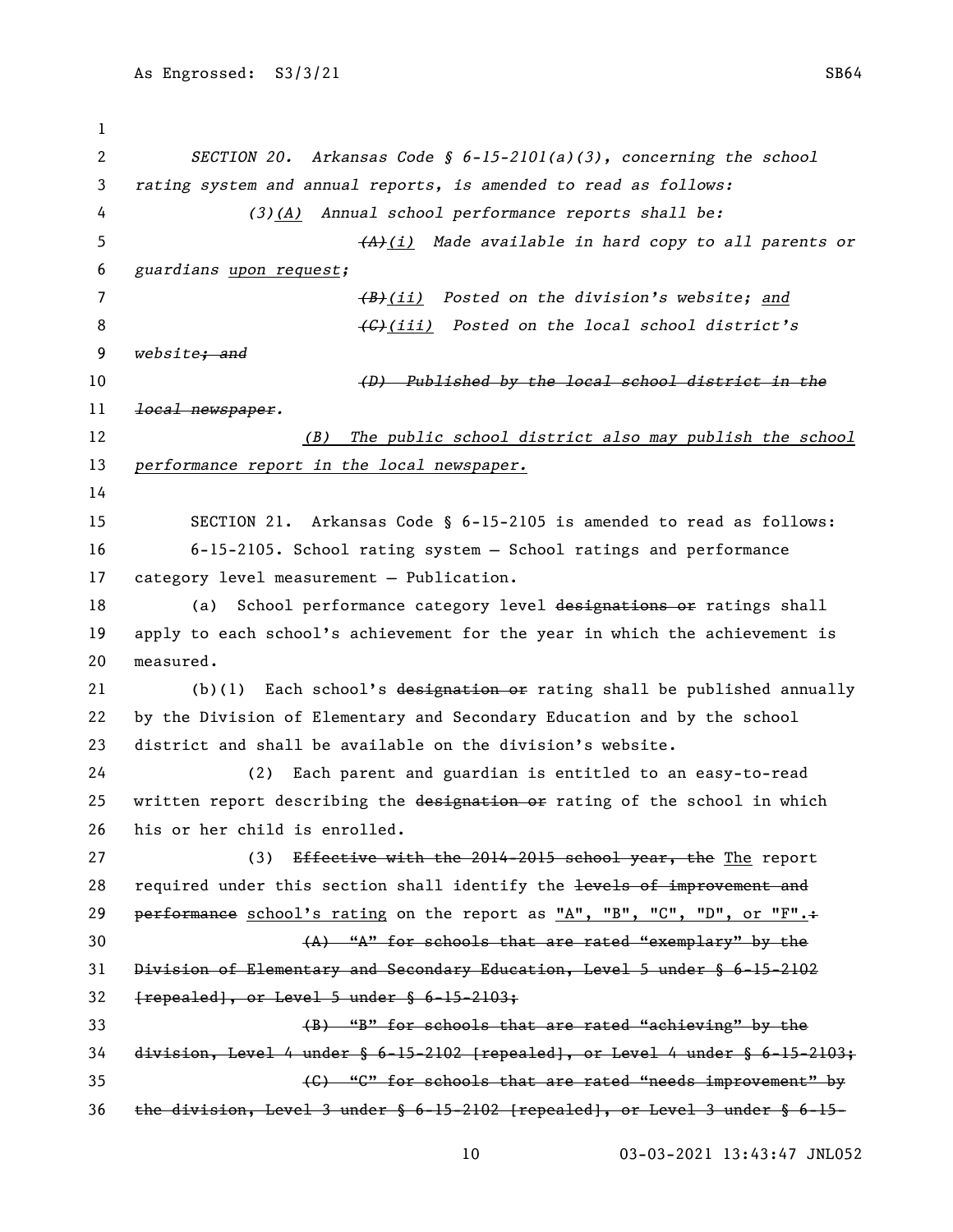*SECTION 20. Arkansas Code § 6-15-2101(a)(3), concerning the school rating system and annual reports, is amended to read as follows:*

*(3)<u>(A)</u> Annual school performance reports shall be:*

*~~(A)~~<u>(i)</u> Made available in hard copy to all parents or guardians <u>upon request</u>;*

*~~(B)~~<u>(ii)</u> Posted on the division's website; <u>and</u>*

*~~(C)~~<u>(iii)</u> Posted on the local school district's website~~; and~~*

*~~(D) Published by the local school district in the local newspaper.~~*

*<u>(B) The public school district also may publish the school performance report in the local newspaper.</u>*

SECTION 21. Arkansas Code § 6-15-2105 is amended to read as follows:

6-15-2105. School rating system — School ratings and performance category level measurement — Publication.

(a) School performance category level ~~designations or~~ ratings shall apply to each school's achievement for the year in which the achievement is measured.

(b)(1) Each school's ~~designation or~~ rating shall be published annually by the Division of Elementary and Secondary Education and by the school district and shall be available on the division's website.

(2) Each parent and guardian is entitled to an easy-to-read written report describing the ~~designation or~~ rating of the school in which his or her child is enrolled.

(3) ~~Effective with the 2014-2015 school year, the~~ <u>The</u> report required under this section shall identify the ~~levels of improvement and performance~~ <u>school's rating</u> on the report as <u>"A", "B", "C", "D", or "F".</u>~~:~~

~~(A) "A" for schools that are rated "exemplary" by the Division of Elementary and Secondary Education, Level 5 under § 6-15-2102 [repealed], or Level 5 under § 6-15-2103;~~

~~(B) "B" for schools that are rated "achieving" by the division, Level 4 under § 6-15-2102 [repealed], or Level 4 under § 6-15-2103;~~

~~(C) "C" for schools that are rated "needs improvement" by the division, Level 3 under § 6-15-2102 [repealed], or Level 3 under § 6-15-~~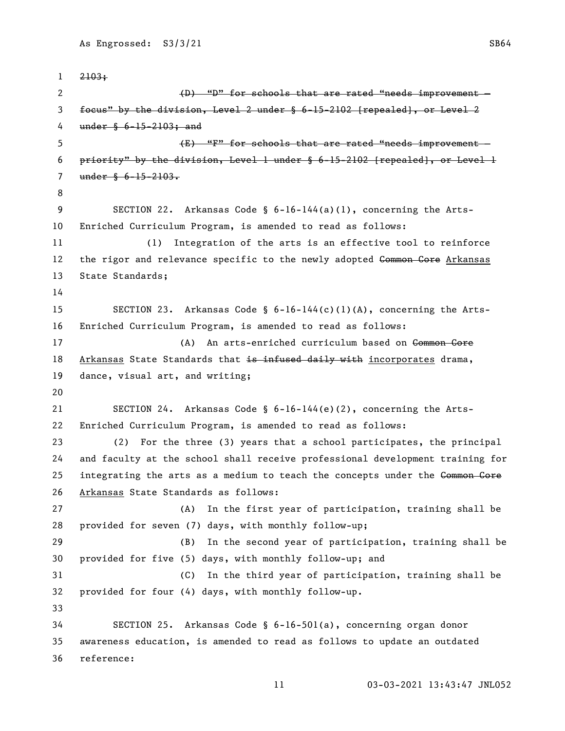~~2103;~~

~~(D) "D" for schools that are rated "needs improvement — focus" by the division, Level 2 under § 6-15-2102 [repealed], or Level 2 under § 6-15-2103; and~~

~~(E) "F" for schools that are rated "needs improvement — priority" by the division, Level 1 under § 6-15-2102 [repealed], or Level 1 under § 6-15-2103.~~

SECTION 22. Arkansas Code § 6-16-144(a)(1), concerning the Arts-Enriched Curriculum Program, is amended to read as follows:

(1) Integration of the arts is an effective tool to reinforce the rigor and relevance specific to the newly adopted ~~Common Core~~ <u>Arkansas</u> State Standards;

SECTION 23. Arkansas Code § 6-16-144(c)(1)(A), concerning the Arts-Enriched Curriculum Program, is amended to read as follows:

(A) An arts-enriched curriculum based on ~~Common Core~~ <u>Arkansas</u> State Standards that ~~is infused daily with~~ <u>incorporates</u> drama, dance, visual art, and writing;

SECTION 24. Arkansas Code § 6-16-144(e)(2), concerning the Arts-Enriched Curriculum Program, is amended to read as follows:

(2) For the three (3) years that a school participates, the principal and faculty at the school shall receive professional development training for integrating the arts as a medium to teach the concepts under the ~~Common Core~~ <u>Arkansas</u> State Standards as follows:

(A) In the first year of participation, training shall be provided for seven (7) days, with monthly follow-up;

(B) In the second year of participation, training shall be provided for five (5) days, with monthly follow-up; and

(C) In the third year of participation, training shall be provided for four (4) days, with monthly follow-up.

SECTION 25. Arkansas Code § 6-16-501(a), concerning organ donor awareness education, is amended to read as follows to update an outdated reference: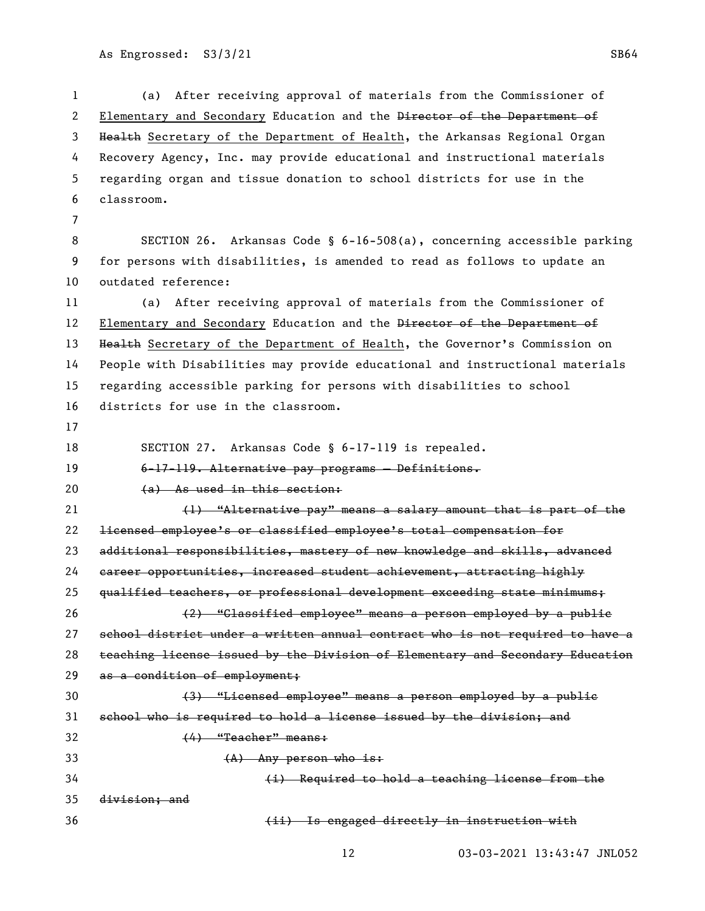(a) After receiving approval of materials from the Commissioner of Elementary and Secondary Education and the ~~Director of the Department of Health~~ Secretary of the Department of Health, the Arkansas Regional Organ Recovery Agency, Inc. may provide educational and instructional materials regarding organ and tissue donation to school districts for use in the classroom.

SECTION 26. Arkansas Code § 6-16-508(a), concerning accessible parking for persons with disabilities, is amended to read as follows to update an outdated reference:

(a) After receiving approval of materials from the Commissioner of Elementary and Secondary Education and the ~~Director of the Department of Health~~ Secretary of the Department of Health, the Governor's Commission on People with Disabilities may provide educational and instructional materials regarding accessible parking for persons with disabilities to school districts for use in the classroom.

SECTION 27. Arkansas Code § 6-17-119 is repealed.

~~6-17-119. Alternative pay programs — Definitions.~~

~~(a) As used in this section:~~

~~(1) "Alternative pay" means a salary amount that is part of the licensed employee's or classified employee's total compensation for additional responsibilities, mastery of new knowledge and skills, advanced career opportunities, increased student achievement, attracting highly qualified teachers, or professional development exceeding state minimums;~~

~~(2) "Classified employee" means a person employed by a public school district under a written annual contract who is not required to have a teaching license issued by the Division of Elementary and Secondary Education as a condition of employment;~~

~~(3) "Licensed employee" means a person employed by a public school who is required to hold a license issued by the division; and~~

~~(4) "Teacher" means:~~

~~(A) Any person who is:~~

~~(i) Required to hold a teaching license from the division; and~~

~~(ii) Is engaged directly in instruction with~~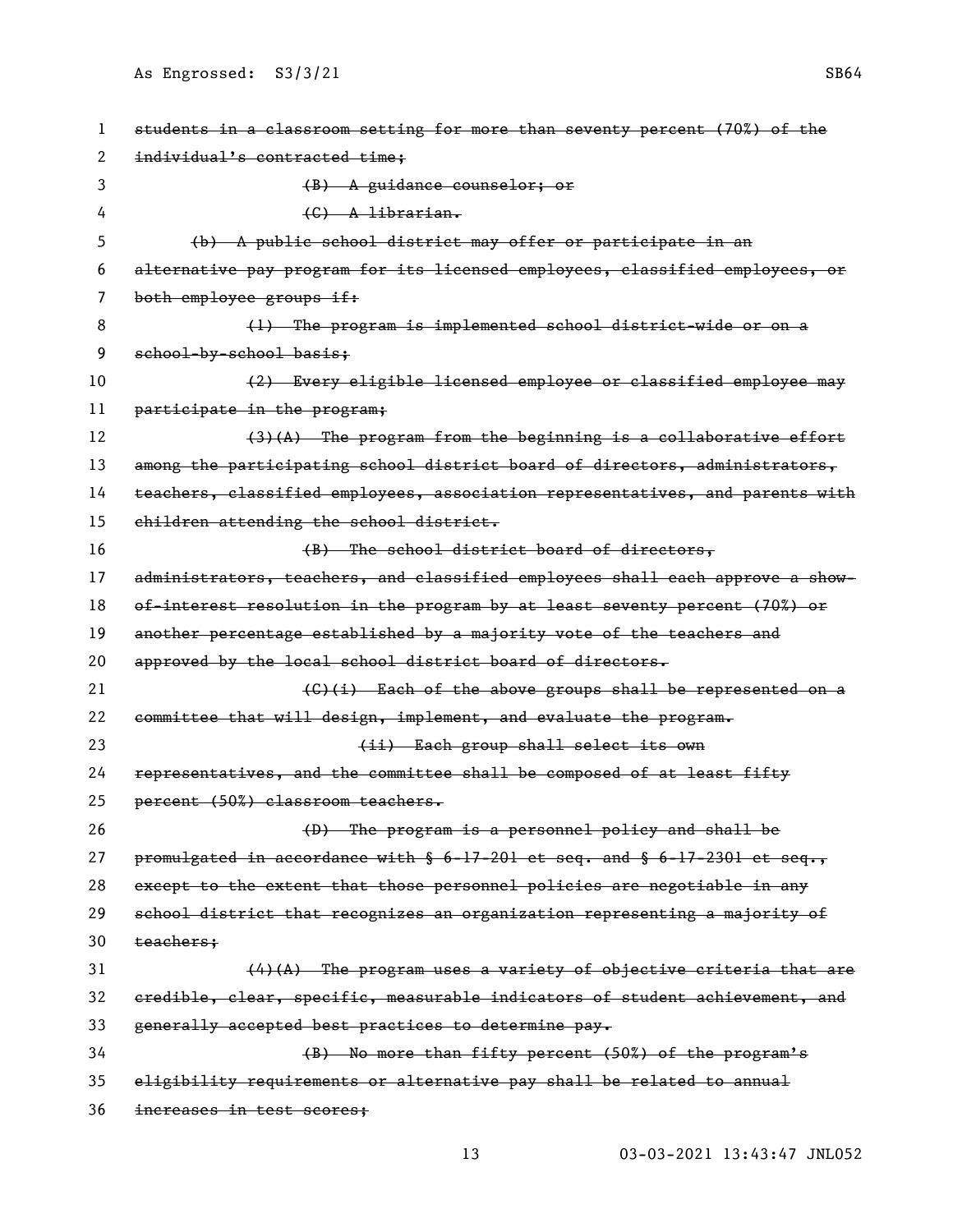~~students in a classroom setting for more than seventy percent (70%) of the individual's contracted time;~~

~~(B) A guidance counselor; or~~

~~(C) A librarian.~~

~~(b) A public school district may offer or participate in an alternative pay program for its licensed employees, classified employees, or both employee groups if:~~

~~(1) The program is implemented school district-wide or on a school-by-school basis;~~

~~(2) Every eligible licensed employee or classified employee may participate in the program;~~

~~(3)(A) The program from the beginning is a collaborative effort among the participating school district board of directors, administrators, teachers, classified employees, association representatives, and parents with children attending the school district.~~

~~(B) The school district board of directors, administrators, teachers, and classified employees shall each approve a show-of-interest resolution in the program by at least seventy percent (70%) or another percentage established by a majority vote of the teachers and approved by the local school district board of directors.~~

~~(C)(i) Each of the above groups shall be represented on a committee that will design, implement, and evaluate the program.~~

~~(ii) Each group shall select its own representatives, and the committee shall be composed of at least fifty percent (50%) classroom teachers.~~

~~(D) The program is a personnel policy and shall be promulgated in accordance with § 6-17-201 et seq. and § 6-17-2301 et seq., except to the extent that those personnel policies are negotiable in any school district that recognizes an organization representing a majority of teachers;~~

~~(4)(A) The program uses a variety of objective criteria that are credible, clear, specific, measurable indicators of student achievement, and generally accepted best practices to determine pay.~~

~~(B) No more than fifty percent (50%) of the program's eligibility requirements or alternative pay shall be related to annual increases in test scores;~~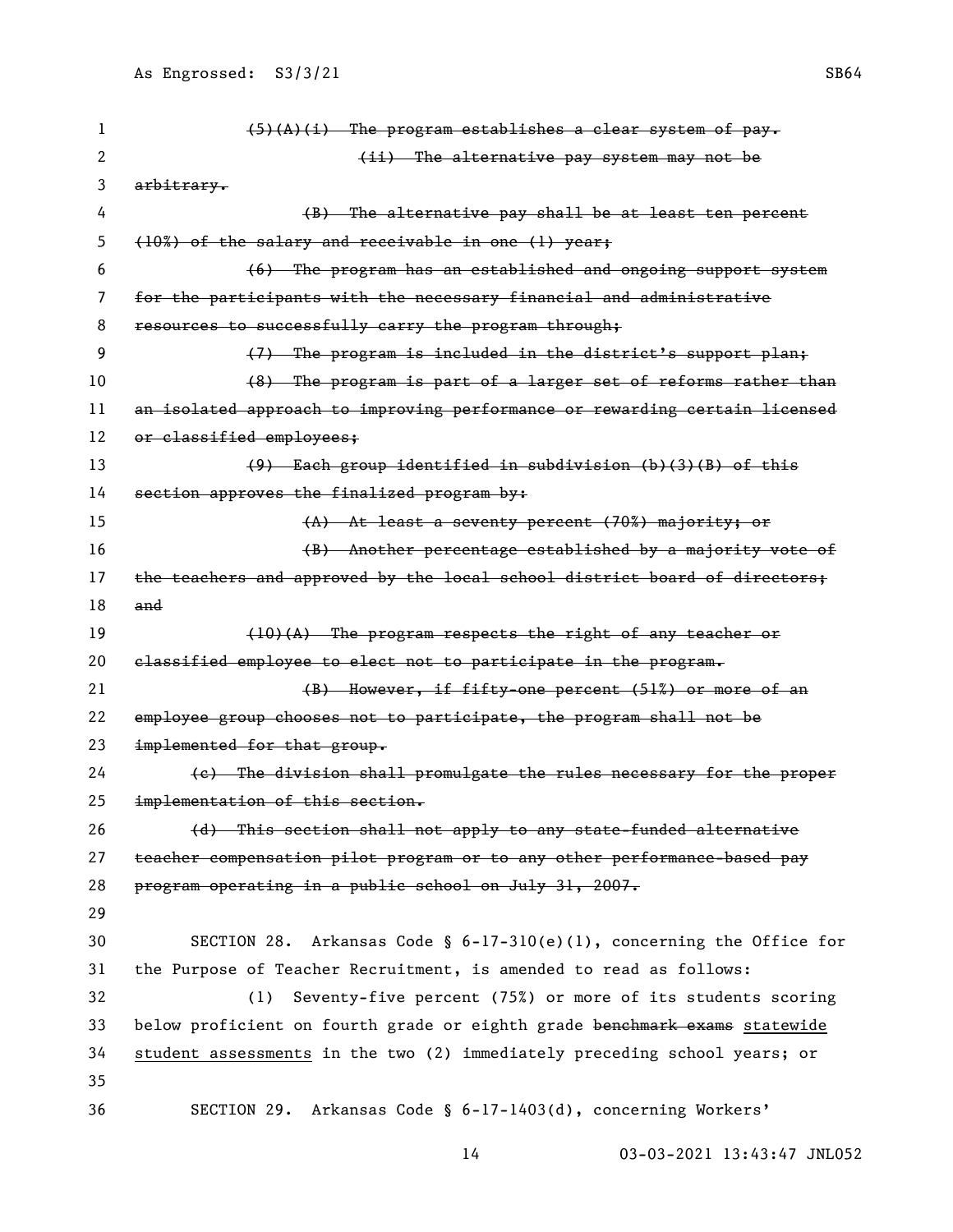~~(5)(A)(i) The program establishes a clear system of pay.~~

~~(ii) The alternative pay system may not be arbitrary.~~

~~(B) The alternative pay shall be at least ten percent (10%) of the salary and receivable in one (1) year;~~

~~(6) The program has an established and ongoing support system for the participants with the necessary financial and administrative resources to successfully carry the program through;~~

~~(7) The program is included in the district's support plan;~~

~~(8) The program is part of a larger set of reforms rather than an isolated approach to improving performance or rewarding certain licensed or classified employees;~~

~~(9) Each group identified in subdivision (b)(3)(B) of this section approves the finalized program by:~~

~~(A) At least a seventy percent (70%) majority; or~~

~~(B) Another percentage established by a majority vote of the teachers and approved by the local school district board of directors; and~~

~~(10)(A) The program respects the right of any teacher or classified employee to elect not to participate in the program.~~

~~(B) However, if fifty-one percent (51%) or more of an employee group chooses not to participate, the program shall not be implemented for that group.~~

~~(c) The division shall promulgate the rules necessary for the proper implementation of this section.~~

~~(d) This section shall not apply to any state-funded alternative teacher compensation pilot program or to any other performance-based pay program operating in a public school on July 31, 2007.~~

SECTION 28. Arkansas Code § 6-17-310(e)(1), concerning the Office for the Purpose of Teacher Recruitment, is amended to read as follows:

(1) Seventy-five percent (75%) or more of its students scoring below proficient on fourth grade or eighth grade ~~benchmark exams~~ <u>statewide student assessments</u> in the two (2) immediately preceding school years; or

SECTION 29. Arkansas Code § 6-17-1403(d), concerning Workers'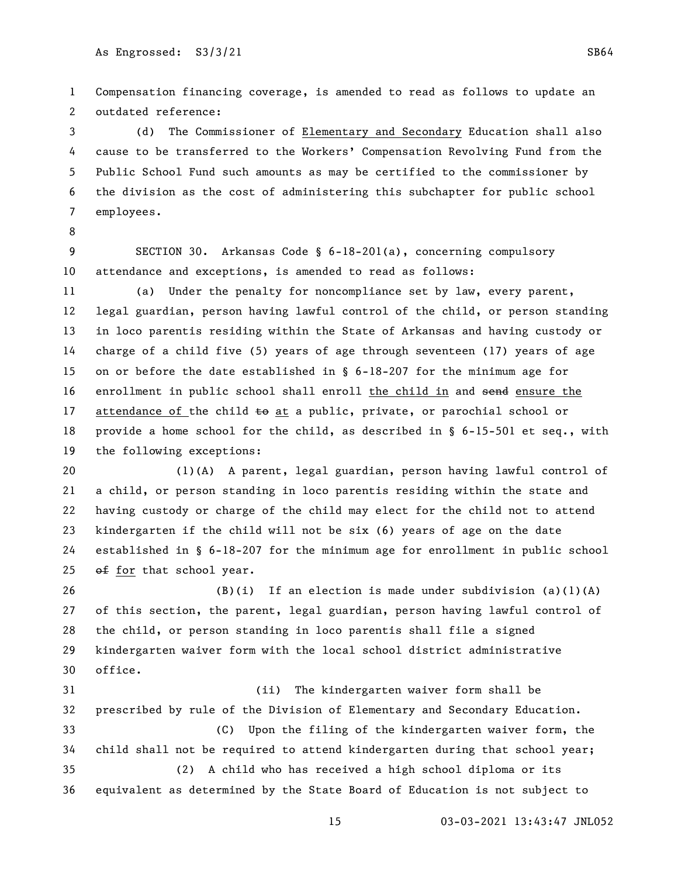Compensation financing coverage, is amended to read as follows to update an outdated reference:

(d) The Commissioner of <u>Elementary and Secondary</u> Education shall also cause to be transferred to the Workers' Compensation Revolving Fund from the Public School Fund such amounts as may be certified to the commissioner by the division as the cost of administering this subchapter for public school employees.

SECTION 30. Arkansas Code § 6-18-201(a), concerning compulsory attendance and exceptions, is amended to read as follows:

(a) Under the penalty for noncompliance set by law, every parent, legal guardian, person having lawful control of the child, or person standing in loco parentis residing within the State of Arkansas and having custody or charge of a child five (5) years of age through seventeen (17) years of age on or before the date established in § 6-18-207 for the minimum age for enrollment in public school shall enroll <u>the child in</u> and ~~send~~ <u>ensure the attendance of</u> the child ~~to~~ <u>at</u> a public, private, or parochial school or provide a home school for the child, as described in § 6-15-501 et seq., with the following exceptions:

(1)(A) A parent, legal guardian, person having lawful control of a child, or person standing in loco parentis residing within the state and having custody or charge of the child may elect for the child not to attend kindergarten if the child will not be six (6) years of age on the date established in § 6-18-207 for the minimum age for enrollment in public school ~~of~~ <u>for</u> that school year.

(B)(i) If an election is made under subdivision (a)(1)(A) of this section, the parent, legal guardian, person having lawful control of the child, or person standing in loco parentis shall file a signed kindergarten waiver form with the local school district administrative office.

(ii) The kindergarten waiver form shall be prescribed by rule of the Division of Elementary and Secondary Education.

(C) Upon the filing of the kindergarten waiver form, the child shall not be required to attend kindergarten during that school year;

(2) A child who has received a high school diploma or its equivalent as determined by the State Board of Education is not subject to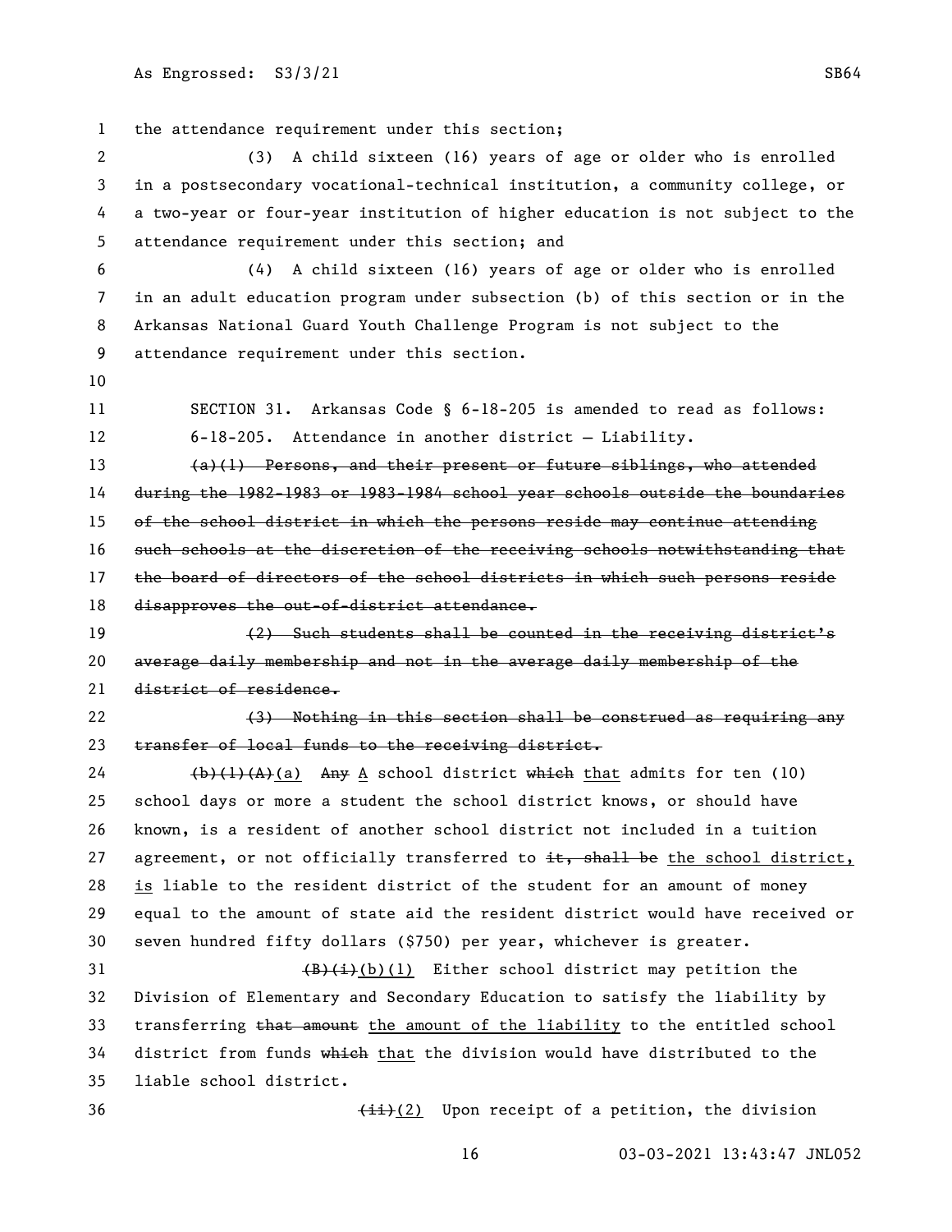the attendance requirement under this section;

(3) A child sixteen (16) years of age or older who is enrolled in a postsecondary vocational-technical institution, a community college, or a two-year or four-year institution of higher education is not subject to the attendance requirement under this section; and

(4) A child sixteen (16) years of age or older who is enrolled in an adult education program under subsection (b) of this section or in the Arkansas National Guard Youth Challenge Program is not subject to the attendance requirement under this section.

SECTION 31. Arkansas Code § 6-18-205 is amended to read as follows:

6-18-205. Attendance in another district — Liability.

~~(a)(1) Persons, and their present or future siblings, who attended during the 1982-1983 or 1983-1984 school year schools outside the boundaries of the school district in which the persons reside may continue attending such schools at the discretion of the receiving schools notwithstanding that the board of directors of the school districts in which such persons reside disapproves the out-of-district attendance.~~

~~(2) Such students shall be counted in the receiving district's average daily membership and not in the average daily membership of the district of residence.~~

~~(3) Nothing in this section shall be construed as requiring any transfer of local funds to the receiving district.~~

~~(b)(1)(A)~~(a) ~~Any~~ A school district ~~which~~ that admits for ten (10) school days or more a student the school district knows, or should have known, is a resident of another school district not included in a tuition agreement, or not officially transferred to ~~it, shall be~~ the school district, is liable to the resident district of the student for an amount of money equal to the amount of state aid the resident district would have received or seven hundred fifty dollars ($750) per year, whichever is greater.

~~(B)(i)~~(b)(1) Either school district may petition the Division of Elementary and Secondary Education to satisfy the liability by transferring ~~that amount~~ the amount of the liability to the entitled school district from funds ~~which~~ that the division would have distributed to the liable school district.

~~(ii)~~(2) Upon receipt of a petition, the division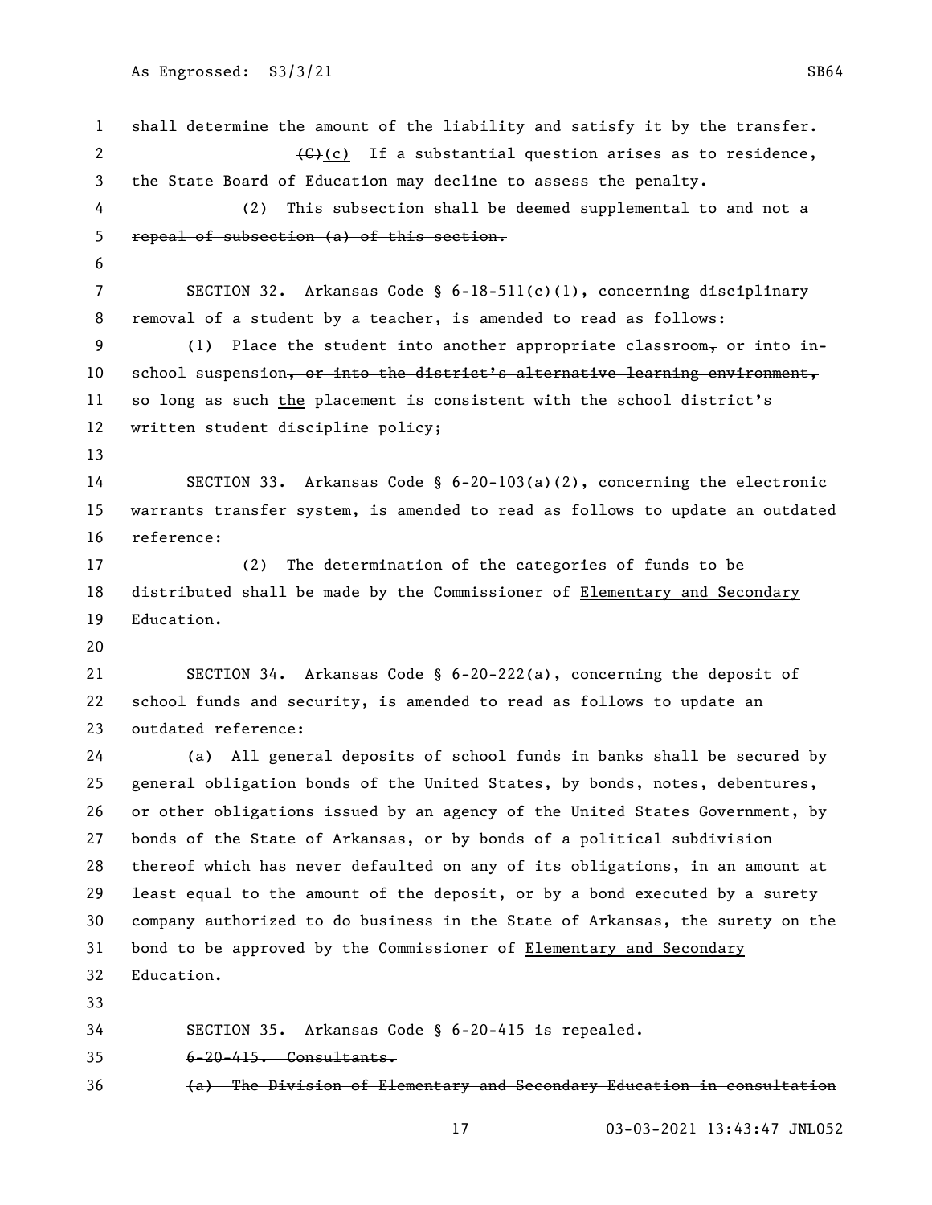shall determine the amount of the liability and satisfy it by the transfer.

~~(C)~~(c) If a substantial question arises as to residence, the State Board of Education may decline to assess the penalty.

~~(2) This subsection shall be deemed supplemental to and not a repeal of subsection (a) of this section.~~

SECTION 32. Arkansas Code § 6-18-511(c)(1), concerning disciplinary removal of a student by a teacher, is amended to read as follows:

(1) Place the student into another appropriate classroom~~,~~ or into in-school suspension~~, or into the district's alternative learning environment,~~ so long as ~~such~~ the placement is consistent with the school district's written student discipline policy;

SECTION 33. Arkansas Code § 6-20-103(a)(2), concerning the electronic warrants transfer system, is amended to read as follows to update an outdated reference:

(2) The determination of the categories of funds to be distributed shall be made by the Commissioner of <u>Elementary and Secondary</u> Education.

SECTION 34. Arkansas Code § 6-20-222(a), concerning the deposit of school funds and security, is amended to read as follows to update an outdated reference:

(a) All general deposits of school funds in banks shall be secured by general obligation bonds of the United States, by bonds, notes, debentures, or other obligations issued by an agency of the United States Government, by bonds of the State of Arkansas, or by bonds of a political subdivision thereof which has never defaulted on any of its obligations, in an amount at least equal to the amount of the deposit, or by a bond executed by a surety company authorized to do business in the State of Arkansas, the surety on the bond to be approved by the Commissioner of <u>Elementary and Secondary</u> Education.

SECTION 35. Arkansas Code § 6-20-415 is repealed.

~~6-20-415. Consultants.~~

~~(a) The Division of Elementary and Secondary Education in consultation~~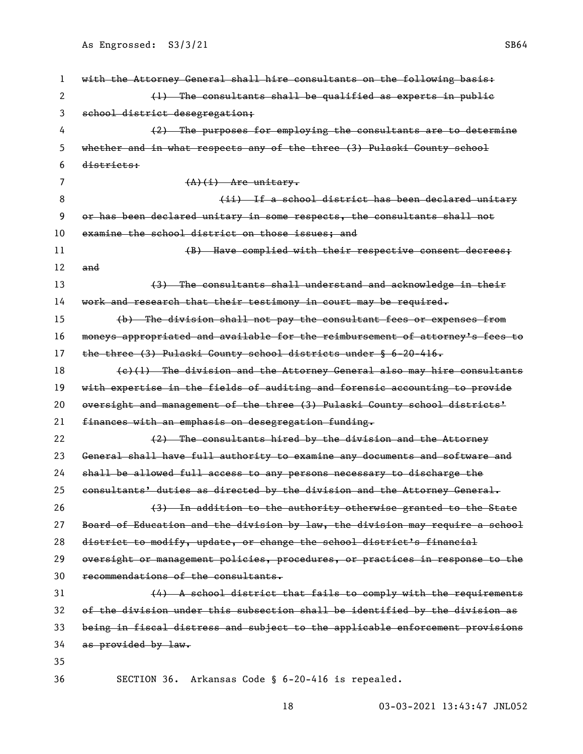~~with the Attorney General shall hire consultants on the following basis:~~

~~(1) The consultants shall be qualified as experts in public school district desegregation;~~

~~(2) The purposes for employing the consultants are to determine whether and in what respects any of the three (3) Pulaski County school districts:~~

~~(A)(i) Are unitary.~~

~~(ii) If a school district has been declared unitary or has been declared unitary in some respects, the consultants shall not examine the school district on those issues; and~~

~~(B) Have complied with their respective consent decrees; and~~

~~(3) The consultants shall understand and acknowledge in their work and research that their testimony in court may be required.~~

~~(b) The division shall not pay the consultant fees or expenses from moneys appropriated and available for the reimbursement of attorney's fees to the three (3) Pulaski County school districts under § 6-20-416.~~

~~(c)(1) The division and the Attorney General also may hire consultants with expertise in the fields of auditing and forensic accounting to provide oversight and management of the three (3) Pulaski County school districts' finances with an emphasis on desegregation funding.~~

~~(2) The consultants hired by the division and the Attorney General shall have full authority to examine any documents and software and shall be allowed full access to any persons necessary to discharge the consultants' duties as directed by the division and the Attorney General.~~

~~(3) In addition to the authority otherwise granted to the State Board of Education and the division by law, the division may require a school district to modify, update, or change the school district's financial oversight or management policies, procedures, or practices in response to the recommendations of the consultants.~~

~~(4) A school district that fails to comply with the requirements of the division under this subsection shall be identified by the division as being in fiscal distress and subject to the applicable enforcement provisions as provided by law.~~

SECTION 36. Arkansas Code § 6-20-416 is repealed.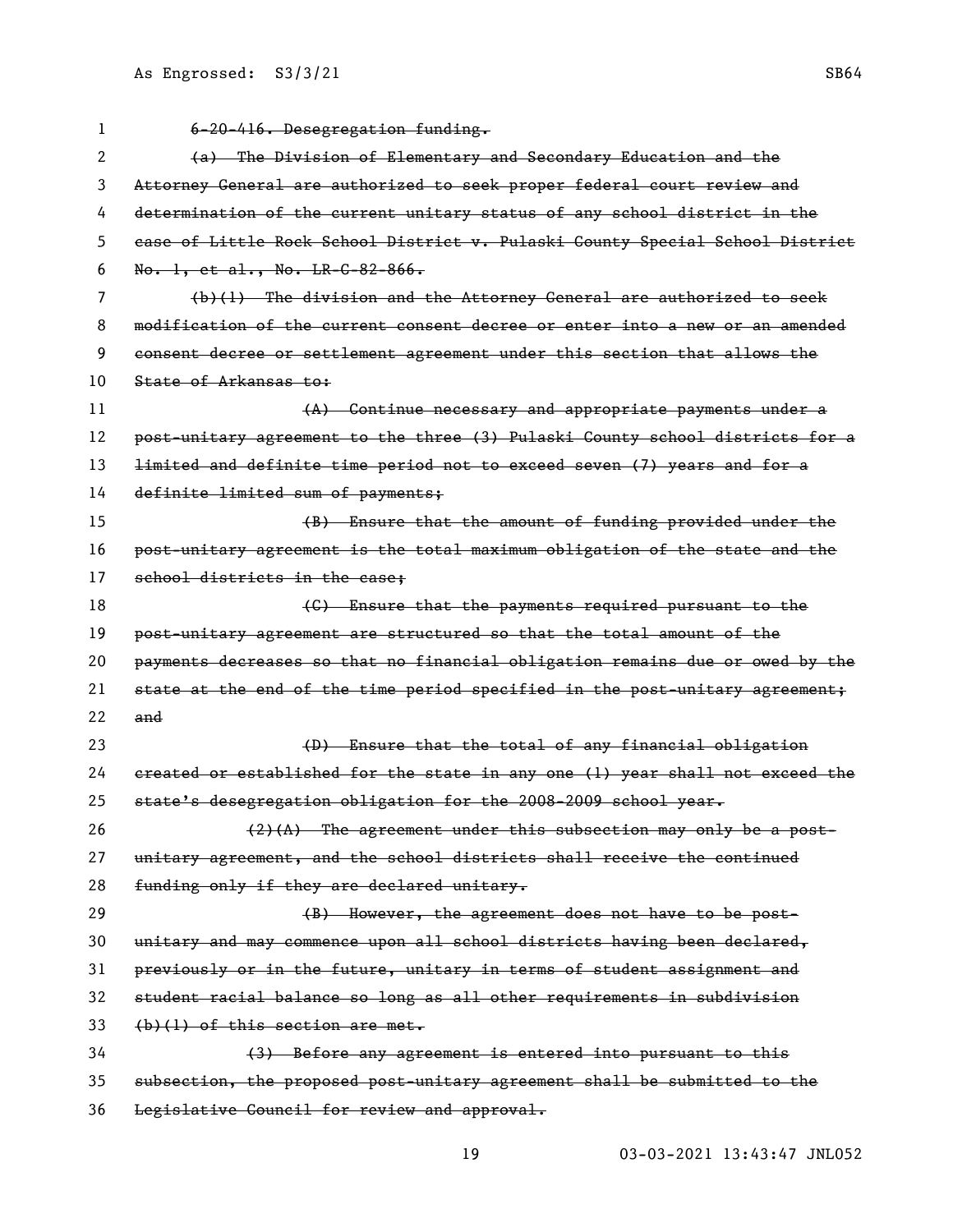~~6-20-416. Desegregation funding.~~

~~(a) The Division of Elementary and Secondary Education and the Attorney General are authorized to seek proper federal court review and determination of the current unitary status of any school district in the case of Little Rock School District v. Pulaski County Special School District No. 1, et al., No. LR-C-82-866.~~

~~(b)(1) The division and the Attorney General are authorized to seek modification of the current consent decree or enter into a new or an amended consent decree or settlement agreement under this section that allows the State of Arkansas to:~~

~~(A) Continue necessary and appropriate payments under a post-unitary agreement to the three (3) Pulaski County school districts for a limited and definite time period not to exceed seven (7) years and for a definite limited sum of payments;~~

~~(B) Ensure that the amount of funding provided under the post-unitary agreement is the total maximum obligation of the state and the school districts in the case;~~

~~(C) Ensure that the payments required pursuant to the post-unitary agreement are structured so that the total amount of the payments decreases so that no financial obligation remains due or owed by the state at the end of the time period specified in the post-unitary agreement; and~~

~~(D) Ensure that the total of any financial obligation created or established for the state in any one (1) year shall not exceed the state's desegregation obligation for the 2008-2009 school year.~~

~~(2)(A) The agreement under this subsection may only be a post-unitary agreement, and the school districts shall receive the continued funding only if they are declared unitary.~~

~~(B) However, the agreement does not have to be post-unitary and may commence upon all school districts having been declared, previously or in the future, unitary in terms of student assignment and student racial balance so long as all other requirements in subdivision (b)(1) of this section are met.~~

~~(3) Before any agreement is entered into pursuant to this subsection, the proposed post-unitary agreement shall be submitted to the Legislative Council for review and approval.~~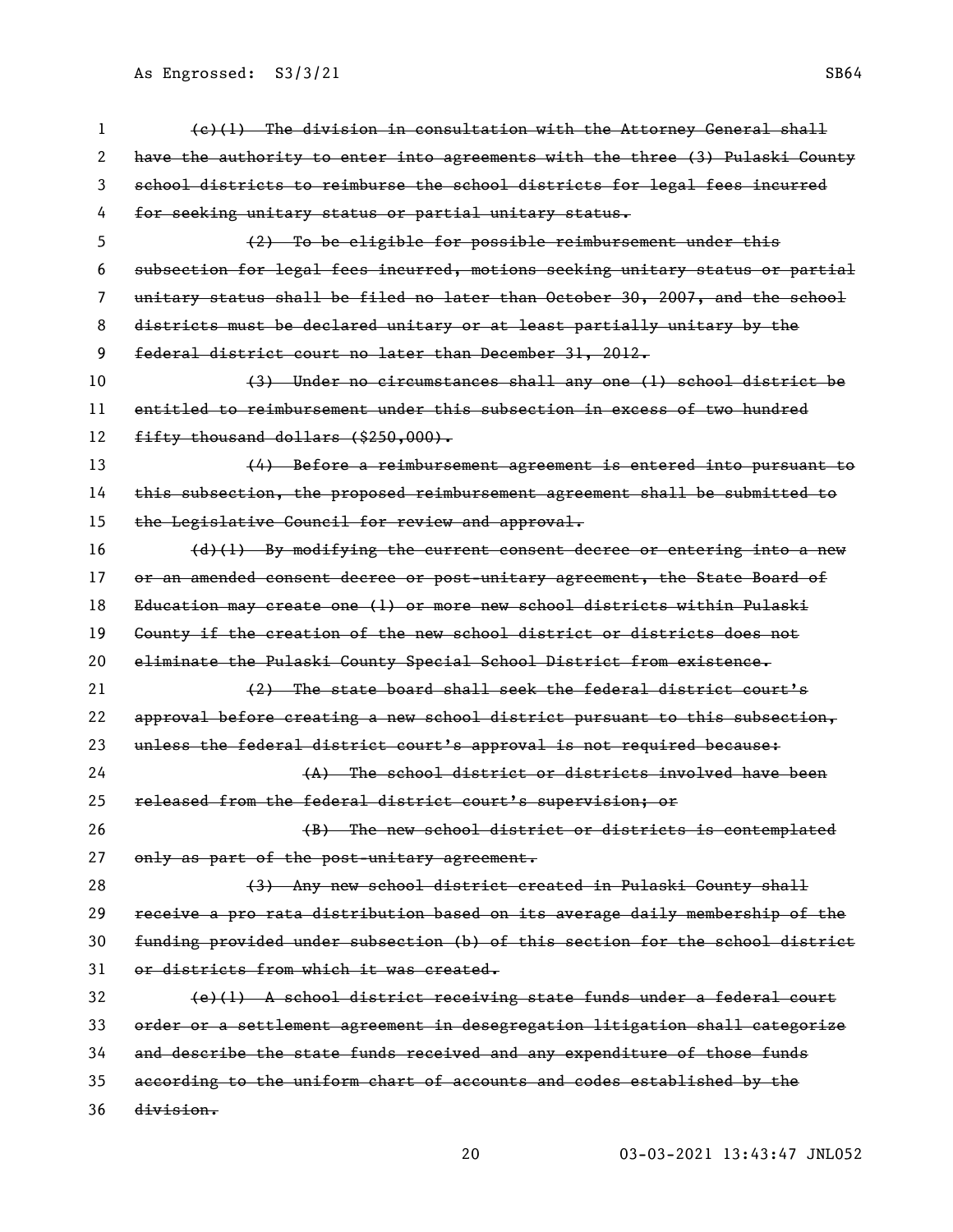~~(c)(1) The division in consultation with the Attorney General shall have the authority to enter into agreements with the three (3) Pulaski County school districts to reimburse the school districts for legal fees incurred for seeking unitary status or partial unitary status.~~

~~(2) To be eligible for possible reimbursement under this subsection for legal fees incurred, motions seeking unitary status or partial unitary status shall be filed no later than October 30, 2007, and the school districts must be declared unitary or at least partially unitary by the federal district court no later than December 31, 2012.~~

~~(3) Under no circumstances shall any one (1) school district be entitled to reimbursement under this subsection in excess of two hundred fifty thousand dollars ($250,000).~~

~~(4) Before a reimbursement agreement is entered into pursuant to this subsection, the proposed reimbursement agreement shall be submitted to the Legislative Council for review and approval.~~

~~(d)(1) By modifying the current consent decree or entering into a new or an amended consent decree or post-unitary agreement, the State Board of Education may create one (1) or more new school districts within Pulaski County if the creation of the new school district or districts does not eliminate the Pulaski County Special School District from existence.~~

~~(2) The state board shall seek the federal district court's approval before creating a new school district pursuant to this subsection, unless the federal district court's approval is not required because:~~

~~(A) The school district or districts involved have been released from the federal district court's supervision; or~~

~~(B) The new school district or districts is contemplated only as part of the post-unitary agreement.~~

~~(3) Any new school district created in Pulaski County shall receive a pro rata distribution based on its average daily membership of the funding provided under subsection (b) of this section for the school district or districts from which it was created.~~

~~(e)(1) A school district receiving state funds under a federal court order or a settlement agreement in desegregation litigation shall categorize and describe the state funds received and any expenditure of those funds according to the uniform chart of accounts and codes established by the division.~~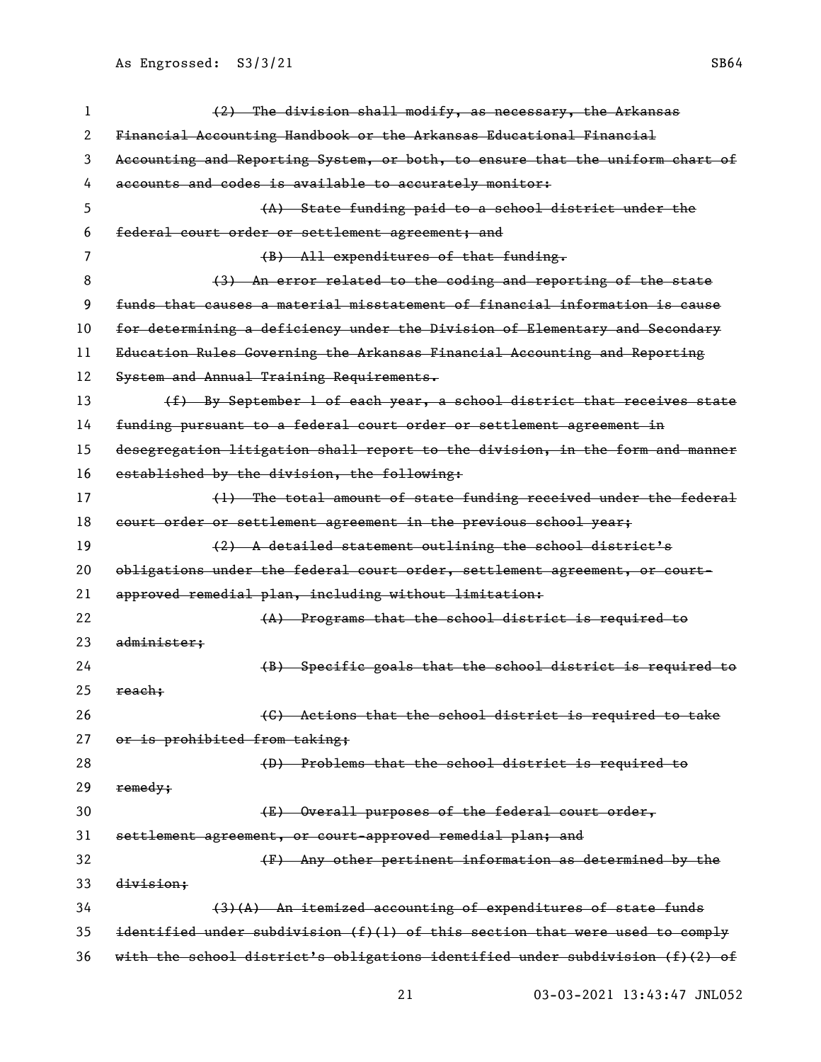~~(2) The division shall modify, as necessary, the Arkansas Financial Accounting Handbook or the Arkansas Educational Financial Accounting and Reporting System, or both, to ensure that the uniform chart of accounts and codes is available to accurately monitor:~~

~~(A) State funding paid to a school district under the federal court order or settlement agreement; and~~

~~(B) All expenditures of that funding.~~

~~(3) An error related to the coding and reporting of the state funds that causes a material misstatement of financial information is cause for determining a deficiency under the Division of Elementary and Secondary Education Rules Governing the Arkansas Financial Accounting and Reporting System and Annual Training Requirements.~~

~~(f) By September 1 of each year, a school district that receives state funding pursuant to a federal court order or settlement agreement in desegregation litigation shall report to the division, in the form and manner established by the division, the following:~~

~~(1) The total amount of state funding received under the federal court order or settlement agreement in the previous school year;~~

~~(2) A detailed statement outlining the school district's obligations under the federal court order, settlement agreement, or court-approved remedial plan, including without limitation:~~

~~(A) Programs that the school district is required to administer;~~

~~(B) Specific goals that the school district is required to reach;~~

~~(C) Actions that the school district is required to take or is prohibited from taking;~~

~~(D) Problems that the school district is required to remedy;~~

~~(E) Overall purposes of the federal court order, settlement agreement, or court-approved remedial plan; and~~

~~(F) Any other pertinent information as determined by the division;~~

~~(3)(A) An itemized accounting of expenditures of state funds identified under subdivision (f)(1) of this section that were used to comply with the school district's obligations identified under subdivision (f)(2) of~~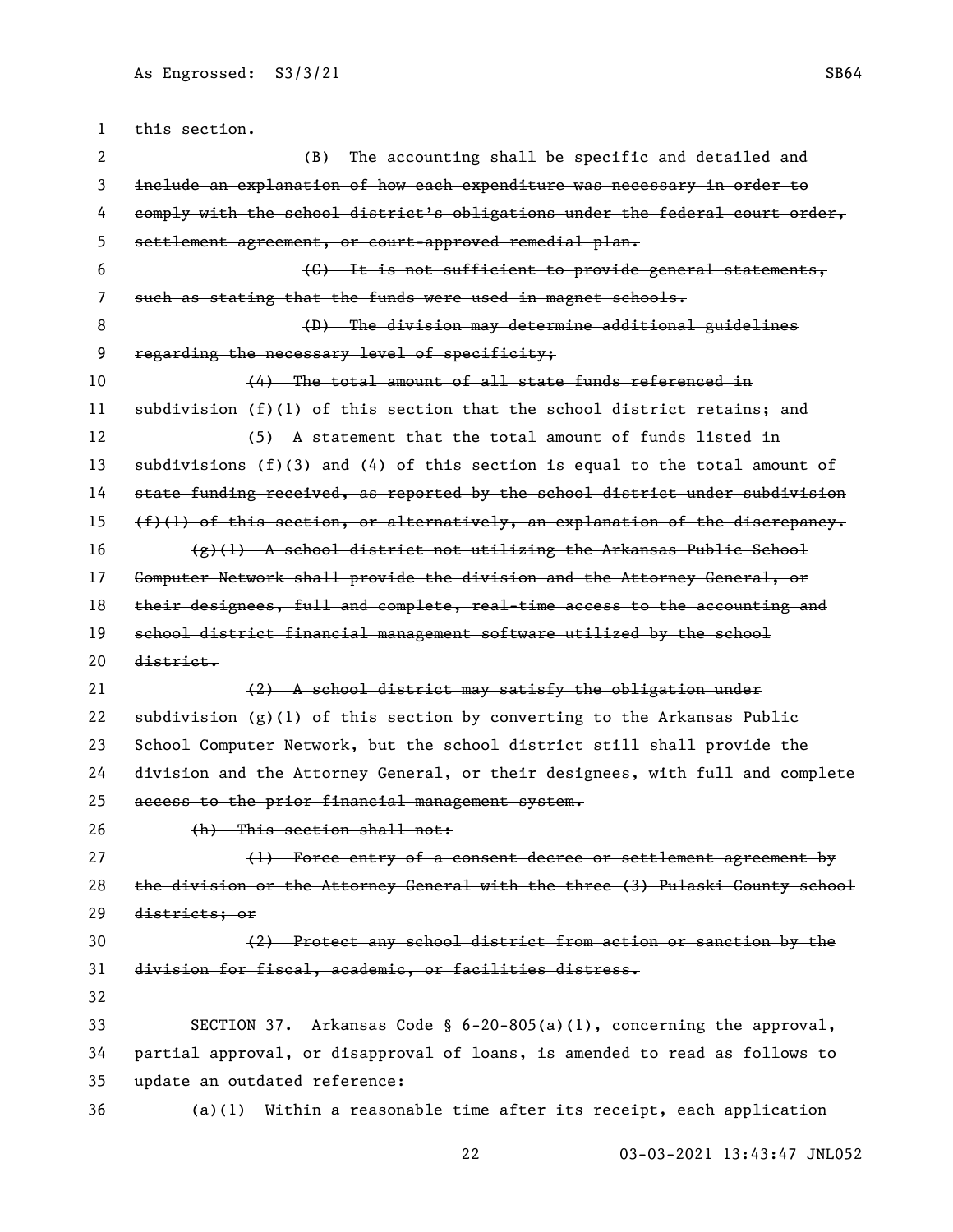~~this section.~~

~~(B) The accounting shall be specific and detailed and include an explanation of how each expenditure was necessary in order to comply with the school district's obligations under the federal court order, settlement agreement, or court-approved remedial plan.~~

~~(C) It is not sufficient to provide general statements, such as stating that the funds were used in magnet schools.~~

~~(D) The division may determine additional guidelines regarding the necessary level of specificity;~~

~~(4) The total amount of all state funds referenced in subdivision (f)(1) of this section that the school district retains; and~~

~~(5) A statement that the total amount of funds listed in subdivisions (f)(3) and (4) of this section is equal to the total amount of state funding received, as reported by the school district under subdivision (f)(1) of this section, or alternatively, an explanation of the discrepancy.~~

~~(g)(1) A school district not utilizing the Arkansas Public School Computer Network shall provide the division and the Attorney General, or their designees, full and complete, real-time access to the accounting and school district financial management software utilized by the school district.~~

~~(2) A school district may satisfy the obligation under subdivision (g)(1) of this section by converting to the Arkansas Public School Computer Network, but the school district still shall provide the division and the Attorney General, or their designees, with full and complete access to the prior financial management system.~~

~~(h) This section shall not:~~

~~(1) Force entry of a consent decree or settlement agreement by the division or the Attorney General with the three (3) Pulaski County school districts; or~~

~~(2) Protect any school district from action or sanction by the division for fiscal, academic, or facilities distress.~~

SECTION 37. Arkansas Code § 6-20-805(a)(1), concerning the approval, partial approval, or disapproval of loans, is amended to read as follows to update an outdated reference:

(a)(1) Within a reasonable time after its receipt, each application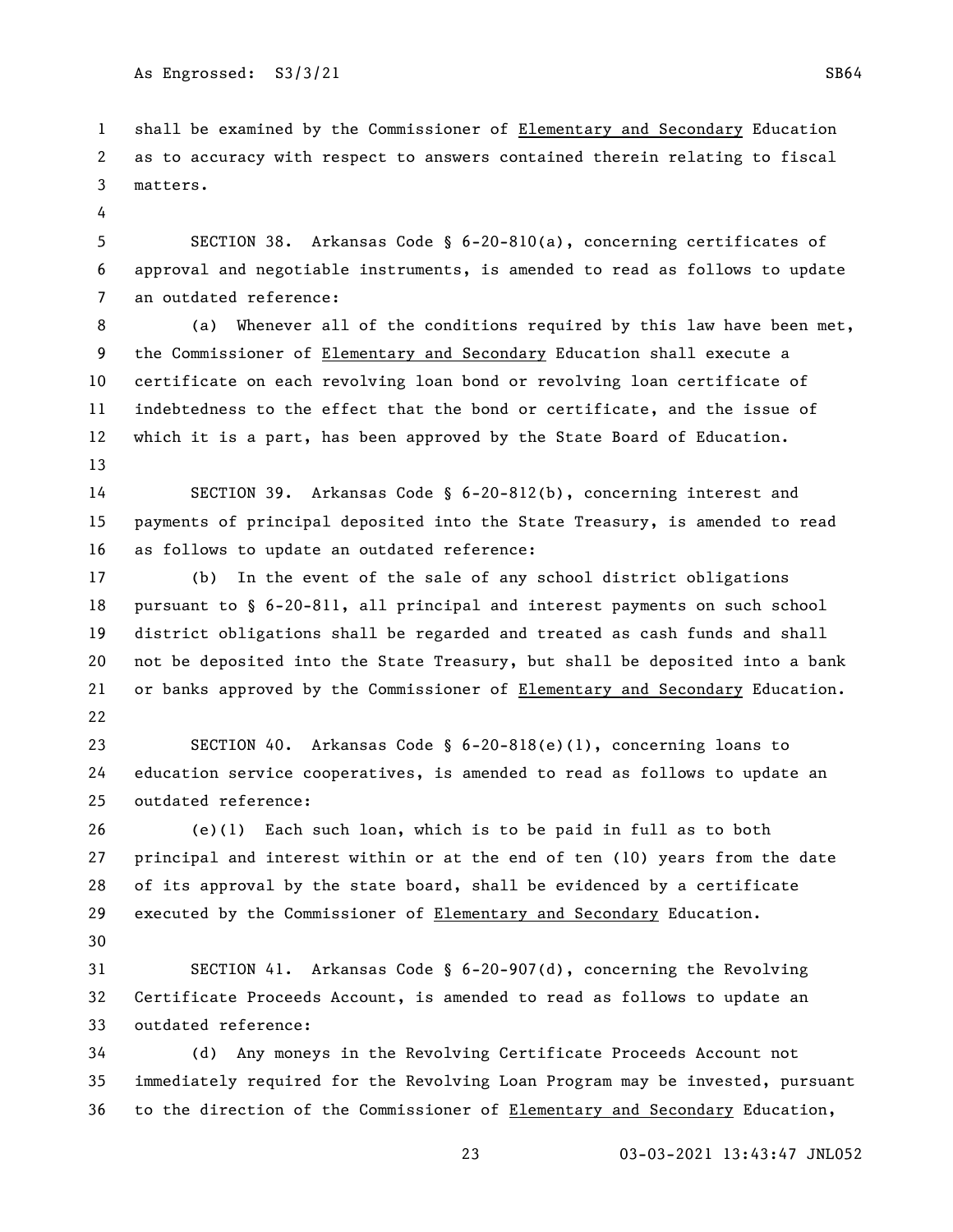shall be examined by the Commissioner of <u>Elementary and Secondary</u> Education as to accuracy with respect to answers contained therein relating to fiscal matters.

SECTION 38. Arkansas Code § 6-20-810(a), concerning certificates of approval and negotiable instruments, is amended to read as follows to update an outdated reference:

(a) Whenever all of the conditions required by this law have been met, the Commissioner of <u>Elementary and Secondary</u> Education shall execute a certificate on each revolving loan bond or revolving loan certificate of indebtedness to the effect that the bond or certificate, and the issue of which it is a part, has been approved by the State Board of Education.

SECTION 39. Arkansas Code § 6-20-812(b), concerning interest and payments of principal deposited into the State Treasury, is amended to read as follows to update an outdated reference:

(b) In the event of the sale of any school district obligations pursuant to § 6-20-811, all principal and interest payments on such school district obligations shall be regarded and treated as cash funds and shall not be deposited into the State Treasury, but shall be deposited into a bank or banks approved by the Commissioner of <u>Elementary and Secondary</u> Education.

SECTION 40. Arkansas Code § 6-20-818(e)(1), concerning loans to education service cooperatives, is amended to read as follows to update an outdated reference:

(e)(1) Each such loan, which is to be paid in full as to both principal and interest within or at the end of ten (10) years from the date of its approval by the state board, shall be evidenced by a certificate executed by the Commissioner of <u>Elementary and Secondary</u> Education.

SECTION 41. Arkansas Code § 6-20-907(d), concerning the Revolving Certificate Proceeds Account, is amended to read as follows to update an outdated reference:

(d) Any moneys in the Revolving Certificate Proceeds Account not immediately required for the Revolving Loan Program may be invested, pursuant to the direction of the Commissioner of <u>Elementary and Secondary</u> Education,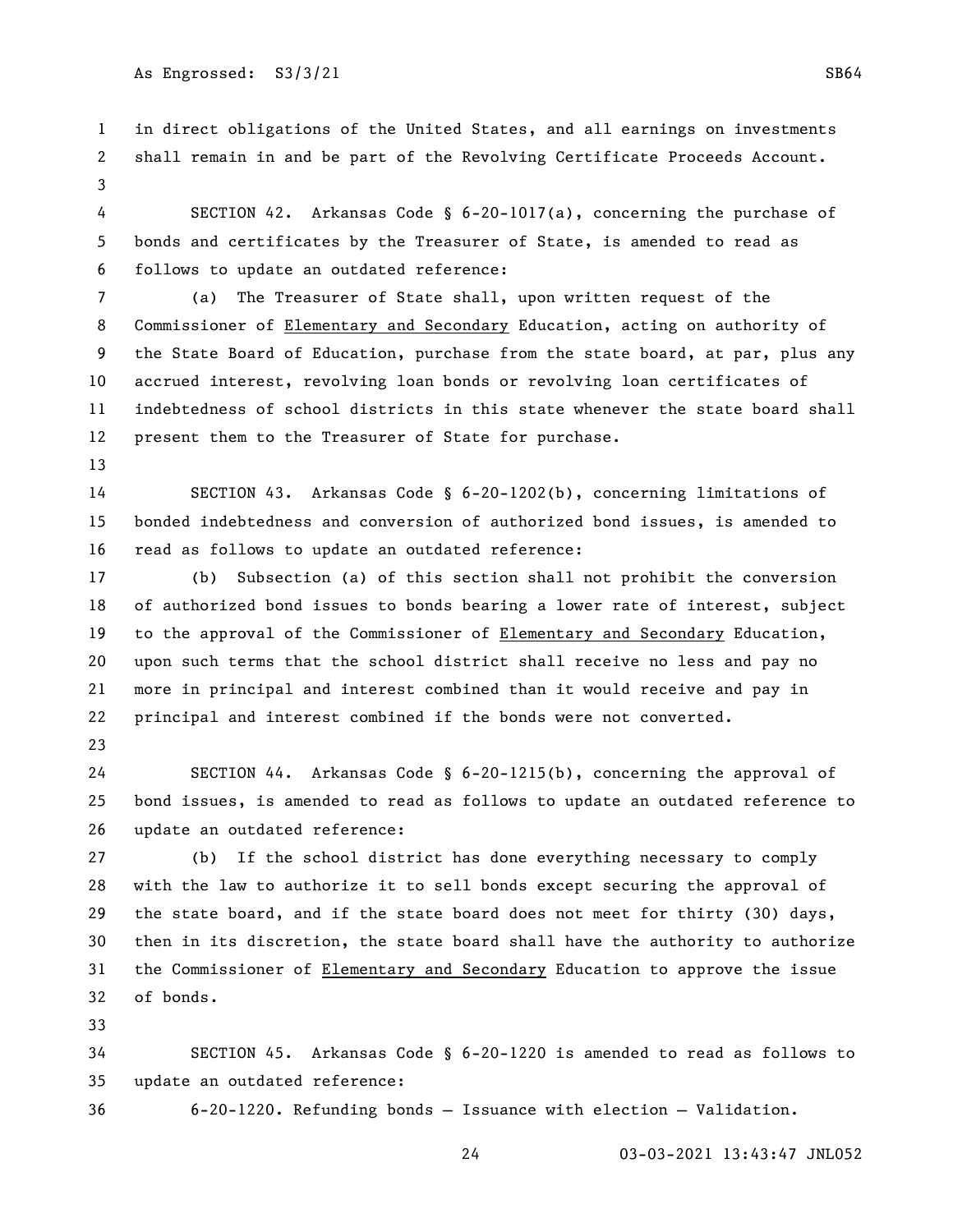in direct obligations of the United States, and all earnings on investments shall remain in and be part of the Revolving Certificate Proceeds Account.

SECTION 42. Arkansas Code § 6-20-1017(a), concerning the purchase of bonds and certificates by the Treasurer of State, is amended to read as follows to update an outdated reference:

(a) The Treasurer of State shall, upon written request of the Commissioner of <u>Elementary and Secondary</u> Education, acting on authority of the State Board of Education, purchase from the state board, at par, plus any accrued interest, revolving loan bonds or revolving loan certificates of indebtedness of school districts in this state whenever the state board shall present them to the Treasurer of State for purchase.

SECTION 43. Arkansas Code § 6-20-1202(b), concerning limitations of bonded indebtedness and conversion of authorized bond issues, is amended to read as follows to update an outdated reference:

(b) Subsection (a) of this section shall not prohibit the conversion of authorized bond issues to bonds bearing a lower rate of interest, subject to the approval of the Commissioner of <u>Elementary and Secondary</u> Education, upon such terms that the school district shall receive no less and pay no more in principal and interest combined than it would receive and pay in principal and interest combined if the bonds were not converted.

SECTION 44. Arkansas Code § 6-20-1215(b), concerning the approval of bond issues, is amended to read as follows to update an outdated reference to update an outdated reference:

(b) If the school district has done everything necessary to comply with the law to authorize it to sell bonds except securing the approval of the state board, and if the state board does not meet for thirty (30) days, then in its discretion, the state board shall have the authority to authorize the Commissioner of <u>Elementary and Secondary</u> Education to approve the issue of bonds.

SECTION 45. Arkansas Code § 6-20-1220 is amended to read as follows to update an outdated reference:

6-20-1220. Refunding bonds — Issuance with election — Validation.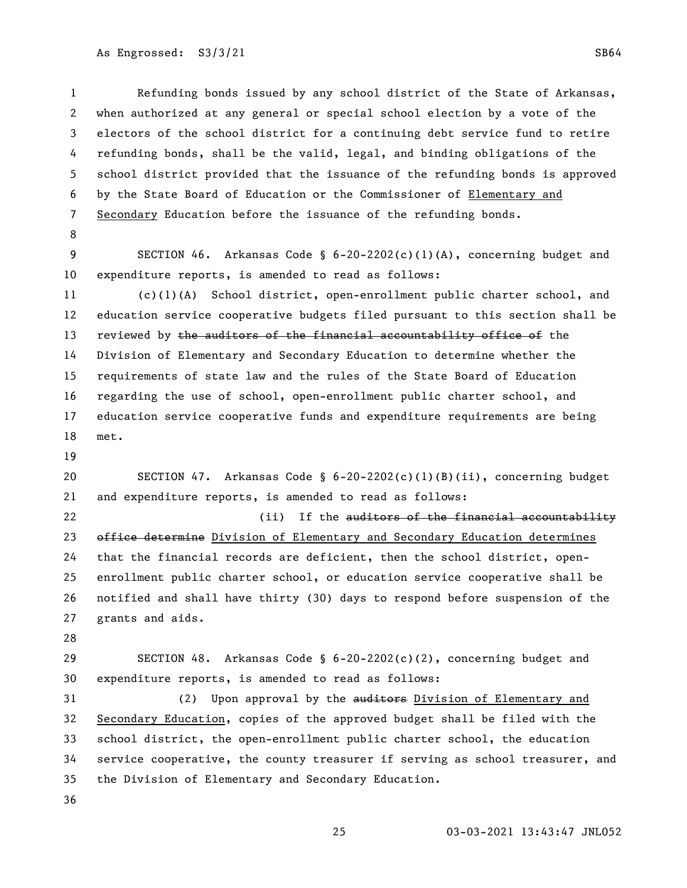Refunding bonds issued by any school district of the State of Arkansas, when authorized at any general or special school election by a vote of the electors of the school district for a continuing debt service fund to retire refunding bonds, shall be the valid, legal, and binding obligations of the school district provided that the issuance of the refunding bonds is approved by the State Board of Education or the Commissioner of <u>Elementary and Secondary</u> Education before the issuance of the refunding bonds.

SECTION 46. Arkansas Code § 6-20-2202(c)(1)(A), concerning budget and expenditure reports, is amended to read as follows:

(c)(1)(A) School district, open-enrollment public charter school, and education service cooperative budgets filed pursuant to this section shall be reviewed by ~~the auditors of the financial accountability office of~~ the Division of Elementary and Secondary Education to determine whether the requirements of state law and the rules of the State Board of Education regarding the use of school, open-enrollment public charter school, and education service cooperative funds and expenditure requirements are being met.

SECTION 47. Arkansas Code § 6-20-2202(c)(1)(B)(ii), concerning budget and expenditure reports, is amended to read as follows:

(ii) If the ~~auditors of the financial accountability office determine~~ <u>Division of Elementary and Secondary Education determines</u> that the financial records are deficient, then the school district, open-enrollment public charter school, or education service cooperative shall be notified and shall have thirty (30) days to respond before suspension of the grants and aids.

SECTION 48. Arkansas Code § 6-20-2202(c)(2), concerning budget and expenditure reports, is amended to read as follows:

(2) Upon approval by the ~~auditors~~ <u>Division of Elementary and Secondary Education</u>, copies of the approved budget shall be filed with the school district, the open-enrollment public charter school, the education service cooperative, the county treasurer if serving as school treasurer, and the Division of Elementary and Secondary Education.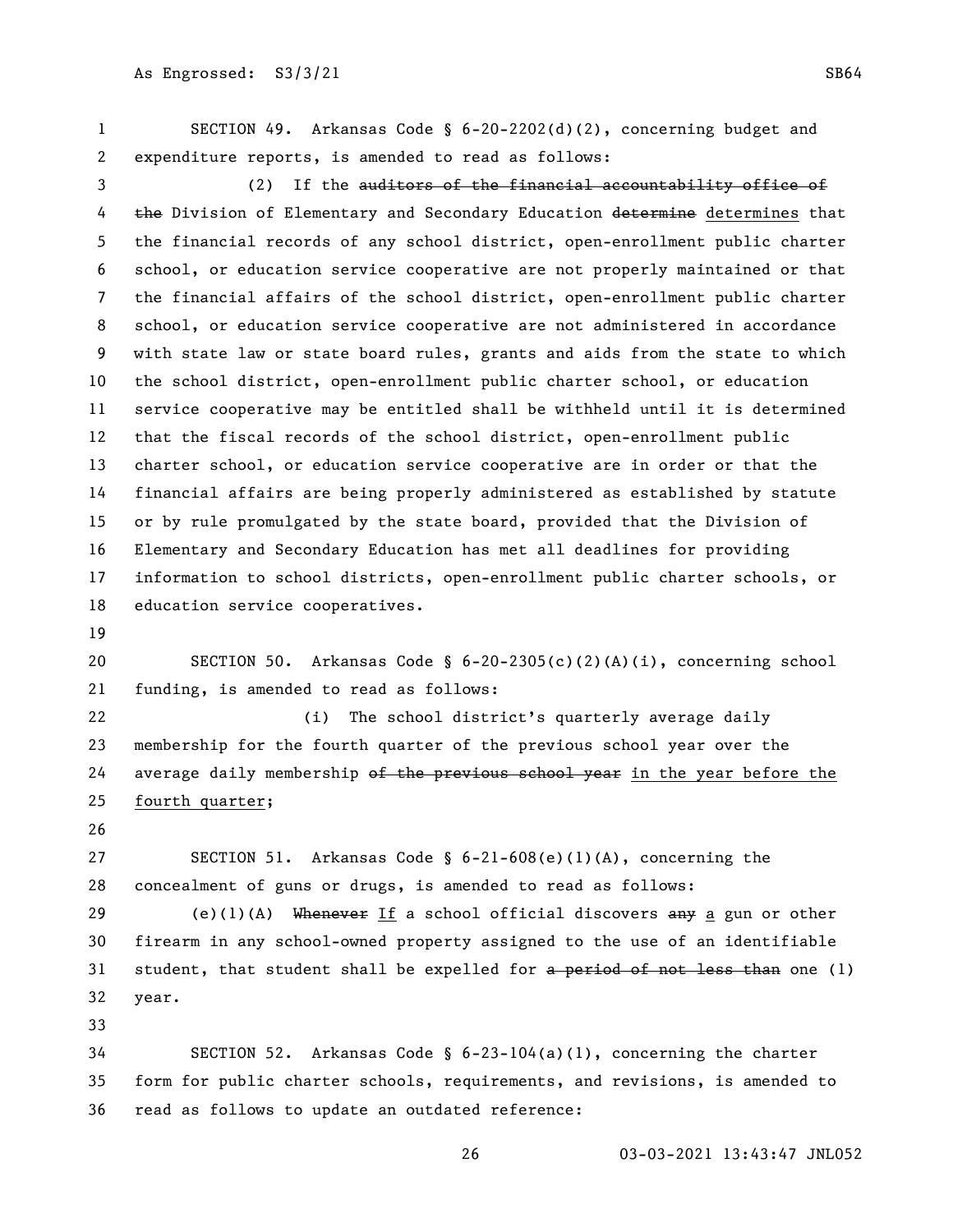SECTION 49. Arkansas Code § 6-20-2202(d)(2), concerning budget and expenditure reports, is amended to read as follows:

(2) If the ~~auditors of the financial accountability office of the~~ Division of Elementary and Secondary Education ~~determine~~ determines that the financial records of any school district, open-enrollment public charter school, or education service cooperative are not properly maintained or that the financial affairs of the school district, open-enrollment public charter school, or education service cooperative are not administered in accordance with state law or state board rules, grants and aids from the state to which the school district, open-enrollment public charter school, or education service cooperative may be entitled shall be withheld until it is determined that the fiscal records of the school district, open-enrollment public charter school, or education service cooperative are in order or that the financial affairs are being properly administered as established by statute or by rule promulgated by the state board, provided that the Division of Elementary and Secondary Education has met all deadlines for providing information to school districts, open-enrollment public charter schools, or education service cooperatives.

SECTION 50. Arkansas Code § 6-20-2305(c)(2)(A)(i), concerning school funding, is amended to read as follows:

(i) The school district's quarterly average daily membership for the fourth quarter of the previous school year over the average daily membership ~~of the previous school year~~ in the year before the fourth quarter;

SECTION 51. Arkansas Code § 6-21-608(e)(1)(A), concerning the concealment of guns or drugs, is amended to read as follows:

(e)(1)(A) ~~Whenever~~ If a school official discovers ~~any~~ a gun or other firearm in any school-owned property assigned to the use of an identifiable student, that student shall be expelled for ~~a period of not less than~~ one (1) year.

SECTION 52. Arkansas Code § 6-23-104(a)(1), concerning the charter form for public charter schools, requirements, and revisions, is amended to read as follows to update an outdated reference: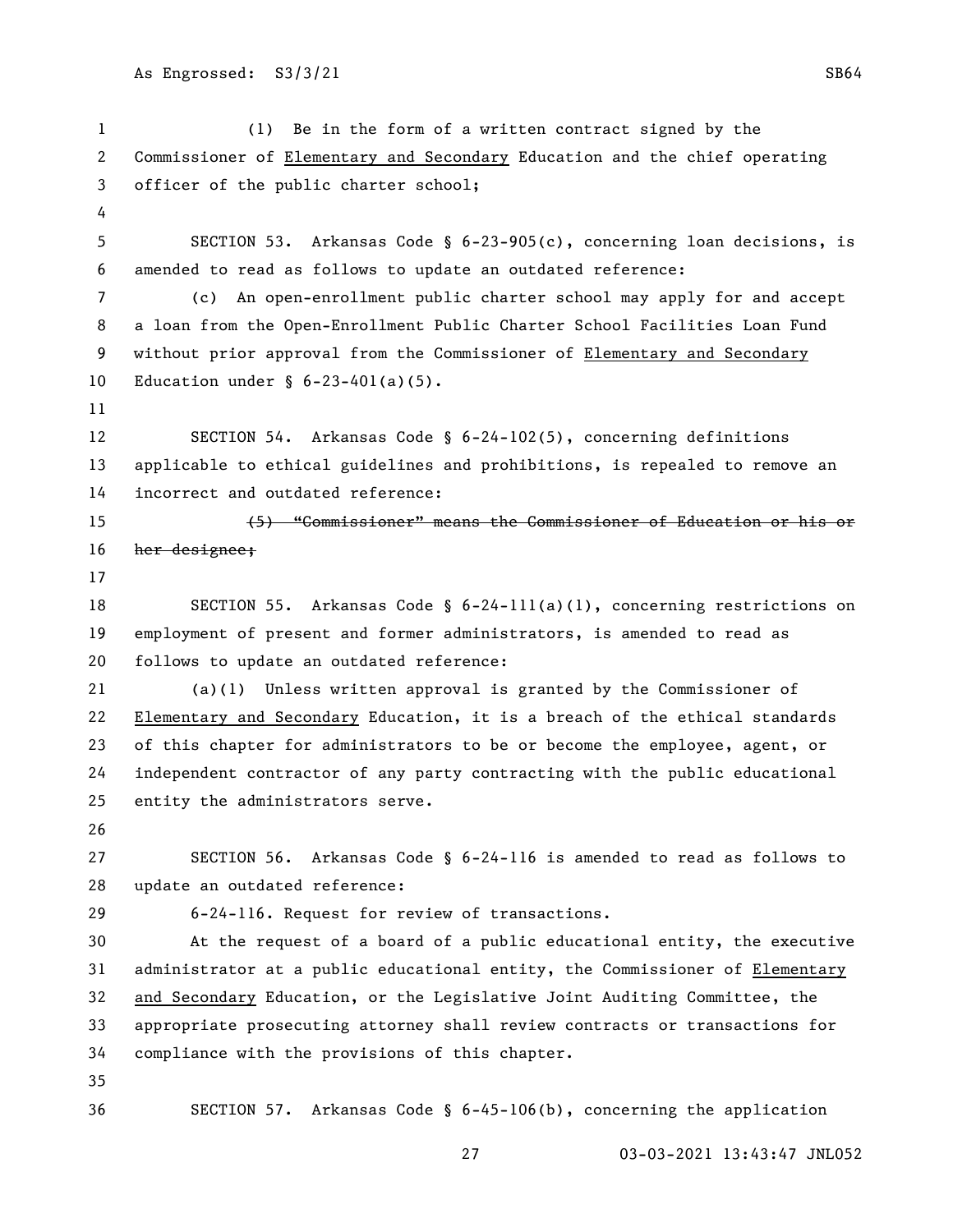(1) Be in the form of a written contract signed by the Commissioner of <u>Elementary and Secondary</u> Education and the chief operating officer of the public charter school;

SECTION 53. Arkansas Code § 6-23-905(c), concerning loan decisions, is amended to read as follows to update an outdated reference:

(c) An open-enrollment public charter school may apply for and accept a loan from the Open-Enrollment Public Charter School Facilities Loan Fund without prior approval from the Commissioner of <u>Elementary and Secondary</u> Education under § 6-23-401(a)(5).

SECTION 54. Arkansas Code § 6-24-102(5), concerning definitions applicable to ethical guidelines and prohibitions, is repealed to remove an incorrect and outdated reference:

~~(5) "Commissioner" means the Commissioner of Education or his or her designee;~~

SECTION 55. Arkansas Code § 6-24-111(a)(1), concerning restrictions on employment of present and former administrators, is amended to read as follows to update an outdated reference:

(a)(1) Unless written approval is granted by the Commissioner of <u>Elementary and Secondary</u> Education, it is a breach of the ethical standards of this chapter for administrators to be or become the employee, agent, or independent contractor of any party contracting with the public educational entity the administrators serve.

SECTION 56. Arkansas Code § 6-24-116 is amended to read as follows to update an outdated reference:

6-24-116. Request for review of transactions.

At the request of a board of a public educational entity, the executive administrator at a public educational entity, the Commissioner of <u>Elementary and Secondary</u> Education, or the Legislative Joint Auditing Committee, the appropriate prosecuting attorney shall review contracts or transactions for compliance with the provisions of this chapter.

SECTION 57. Arkansas Code § 6-45-106(b), concerning the application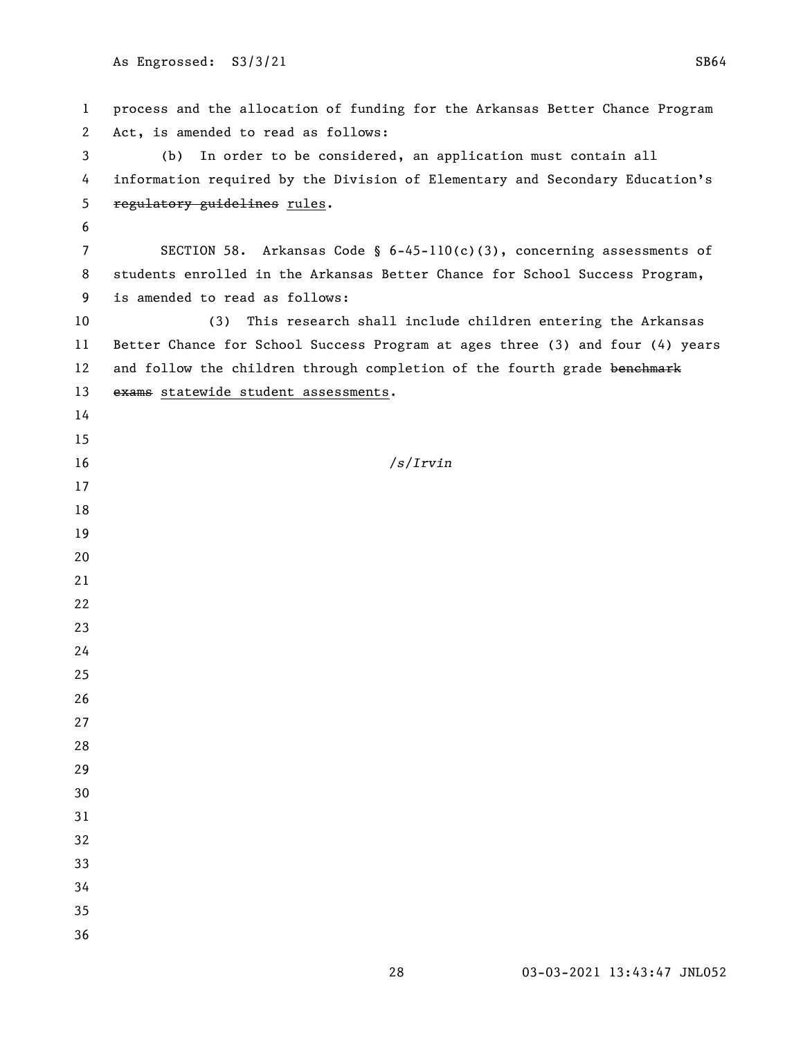process and the allocation of funding for the Arkansas Better Chance Program Act, is amended to read as follows:

(b) In order to be considered, an application must contain all information required by the Division of Elementary and Secondary Education's ~~regulatory guidelines~~ rules.

SECTION 58. Arkansas Code § 6-45-110(c)(3), concerning assessments of students enrolled in the Arkansas Better Chance for School Success Program, is amended to read as follows:

(3) This research shall include children entering the Arkansas Better Chance for School Success Program at ages three (3) and four (4) years and follow the children through completion of the fourth grade ~~benchmark exams~~ statewide student assessments.

*/s/Irvin*